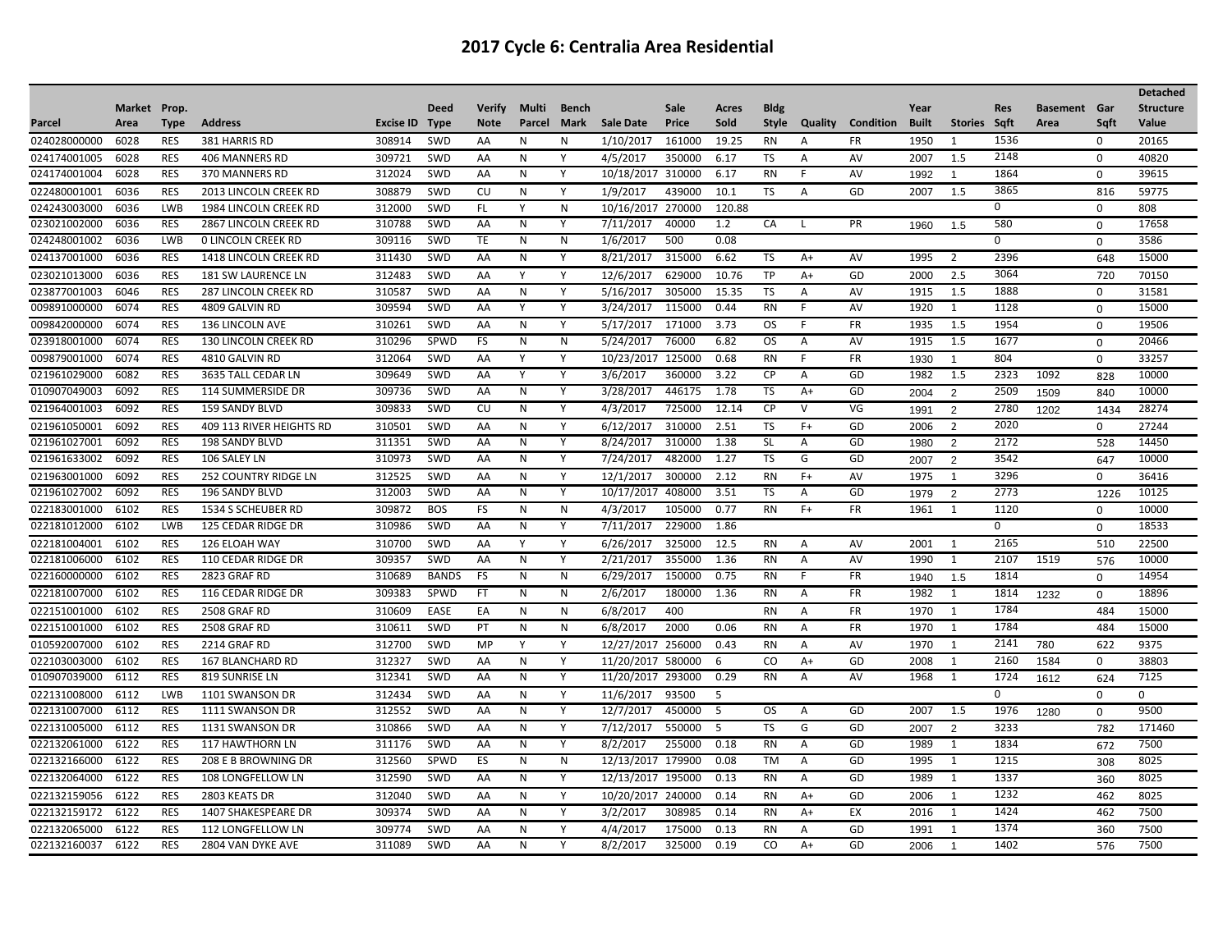# 2017 Cycle 6: Centralia Area Residential

| Parcel | Market Area | Prop. Type | Address | Excise ID | Deed Type | Verify Note | Multi Parcel | Bench Mark | Sale Date | Sale Price | Acres Sold | Bldg Style | Quality | Condition | Year Built | Stories | Res Sqft | Basement Area | Gar Sqft | Detached Structure Value |
|---|---|---|---|---|---|---|---|---|---|---|---|---|---|---|---|---|---|---|---|---|
| 024028000000 | 6028 | RES | 381 HARRIS RD | 308914 | SWD | AA | N | N | 1/10/2017 | 161000 | 19.25 | RN | A | FR | 1950 | 1 | 1536 | | 0 | 20165 |
| 024174001005 | 6028 | RES | 406 MANNERS RD | 309721 | SWD | AA | N | Y | 4/5/2017 | 350000 | 6.17 | TS | A | AV | 2007 | 1.5 | 2148 | | 0 | 40820 |
| 024174001004 | 6028 | RES | 370 MANNERS RD | 312024 | SWD | AA | N | Y | 10/18/2017 | 310000 | 6.17 | RN | F | AV | 1992 | 1 | 1864 | | 0 | 39615 |
| 022480001001 | 6036 | RES | 2013 LINCOLN CREEK RD | 308879 | SWD | CU | N | Y | 1/9/2017 | 439000 | 10.1 | TS | A | GD | 2007 | 1.5 | 3865 | | 816 | 59775 |
| 024243003000 | 6036 | LWB | 1984 LINCOLN CREEK RD | 312000 | SWD | FL | Y | N | 10/16/2017 | 270000 | 120.88 | | | | | | 0 | | 0 | 808 |
| 023021002000 | 6036 | RES | 2867 LINCOLN CREEK RD | 310788 | SWD | AA | N | Y | 7/11/2017 | 40000 | 1.2 | CA | L | PR | 1960 | 1.5 | 580 | | 0 | 17658 |
| 024248001002 | 6036 | LWB | 0 LINCOLN CREEK RD | 309116 | SWD | TE | N | N | 1/6/2017 | 500 | 0.08 | | | | | | 0 | | 0 | 3586 |
| 024137001000 | 6036 | RES | 1418 LINCOLN CREEK RD | 311430 | SWD | AA | N | Y | 8/21/2017 | 315000 | 6.62 | TS | A+ | AV | 1995 | 2 | 2396 | | 648 | 15000 |
| 023021013000 | 6036 | RES | 181 SW LAURENCE LN | 312483 | SWD | AA | Y | Y | 12/6/2017 | 629000 | 10.76 | TP | A+ | GD | 2000 | 2.5 | 3064 | | 720 | 70150 |
| 023877001003 | 6046 | RES | 287 LINCOLN CREEK RD | 310587 | SWD | AA | N | Y | 5/16/2017 | 305000 | 15.35 | TS | A | AV | 1915 | 1.5 | 1888 | | 0 | 31581 |
| 009891000000 | 6074 | RES | 4809 GALVIN RD | 309594 | SWD | AA | Y | Y | 3/24/2017 | 115000 | 0.44 | RN | F | AV | 1920 | 1 | 1128 | | 0 | 15000 |
| 009842000000 | 6074 | RES | 136 LINCOLN AVE | 310261 | SWD | AA | N | Y | 5/17/2017 | 171000 | 3.73 | OS | F | FR | 1935 | 1.5 | 1954 | | 0 | 19506 |
| 023918001000 | 6074 | RES | 130 LINCOLN CREEK RD | 310296 | SPWD | FS | N | N | 5/24/2017 | 76000 | 6.82 | OS | A | AV | 1915 | 1.5 | 1677 | | 0 | 20466 |
| 009879001000 | 6074 | RES | 4810 GALVIN RD | 312064 | SWD | AA | Y | Y | 10/23/2017 | 125000 | 0.68 | RN | F | FR | 1930 | 1 | 804 | | 0 | 33257 |
| 021961029000 | 6082 | RES | 3635 TALL CEDAR LN | 309649 | SWD | AA | Y | Y | 3/6/2017 | 360000 | 3.22 | CP | A | GD | 1982 | 1.5 | 2323 | 1092 | 828 | 10000 |
| 010907049003 | 6092 | RES | 114 SUMMERSIDE DR | 309736 | SWD | AA | N | Y | 3/28/2017 | 446175 | 1.78 | TS | A+ | GD | 2004 | 2 | 2509 | 1509 | 840 | 10000 |
| 021964001003 | 6092 | RES | 159 SANDY BLVD | 309833 | SWD | CU | N | Y | 4/3/2017 | 725000 | 12.14 | CP | V | VG | 1991 | 2 | 2780 | 1202 | 1434 | 28274 |
| 021961050001 | 6092 | RES | 409 113 RIVER HEIGHTS RD | 310501 | SWD | AA | N | Y | 6/12/2017 | 310000 | 2.51 | TS | F+ | GD | 2006 | 2 | 2020 | | 0 | 27244 |
| 021961027001 | 6092 | RES | 198 SANDY BLVD | 311351 | SWD | AA | N | Y | 8/24/2017 | 310000 | 1.38 | SL | A | GD | 1980 | 2 | 2172 | | 528 | 14450 |
| 021961633002 | 6092 | RES | 106 SALEY LN | 310973 | SWD | AA | N | Y | 7/24/2017 | 482000 | 1.27 | TS | G | GD | 2007 | 2 | 3542 | | 647 | 10000 |
| 021963001000 | 6092 | RES | 252 COUNTRY RIDGE LN | 312525 | SWD | AA | N | Y | 12/1/2017 | 300000 | 2.12 | RN | F+ | AV | 1975 | 1 | 3296 | | 0 | 36416 |
| 021961027002 | 6092 | RES | 196 SANDY BLVD | 312003 | SWD | AA | N | Y | 10/17/2017 | 408000 | 3.51 | TS | A | GD | 1979 | 2 | 2773 | | 1226 | 10125 |
| 022183001000 | 6102 | RES | 1534 S SCHEUBER RD | 309872 | BOS | FS | N | N | 4/3/2017 | 105000 | 0.77 | RN | F+ | FR | 1961 | 1 | 1120 | | 0 | 10000 |
| 022181012000 | 6102 | LWB | 125 CEDAR RIDGE DR | 310986 | SWD | AA | N | Y | 7/11/2017 | 229000 | 1.86 | | | | | | 0 | | 0 | 18533 |
| 022181004001 | 6102 | RES | 126 ELOAH WAY | 310700 | SWD | AA | Y | Y | 6/26/2017 | 325000 | 12.5 | RN | A | AV | 2001 | 1 | 2165 | | 510 | 22500 |
| 022181006000 | 6102 | RES | 110 CEDAR RIDGE DR | 309357 | SWD | AA | N | Y | 2/21/2017 | 355000 | 1.36 | RN | A | AV | 1990 | 1 | 2107 | 1519 | 576 | 10000 |
| 022160000000 | 6102 | RES | 2823 GRAF RD | 310689 | BANDS | FS | N | N | 6/29/2017 | 150000 | 0.75 | RN | F | FR | 1940 | 1.5 | 1814 | | 0 | 14954 |
| 022181007000 | 6102 | RES | 116 CEDAR RIDGE DR | 309383 | SPWD | FT | N | N | 2/6/2017 | 180000 | 1.36 | RN | A | FR | 1982 | 1 | 1814 | 1232 | 0 | 18896 |
| 022151001000 | 6102 | RES | 2508 GRAF RD | 310609 | EASE | EA | N | N | 6/8/2017 | 400 | | RN | A | FR | 1970 | 1 | 1784 | | 484 | 15000 |
| 022151001000 | 6102 | RES | 2508 GRAF RD | 310611 | SWD | PT | N | N | 6/8/2017 | 2000 | 0.06 | RN | A | FR | 1970 | 1 | 1784 | | 484 | 15000 |
| 010592007000 | 6102 | RES | 2214 GRAF RD | 312700 | SWD | MP | Y | Y | 12/27/2017 | 256000 | 0.43 | RN | A | AV | 1970 | 1 | 2141 | 780 | 622 | 9375 |
| 022103003000 | 6102 | RES | 167 BLANCHARD RD | 312327 | SWD | AA | N | Y | 11/20/2017 | 580000 | 6 | CO | A+ | GD | 2008 | 1 | 2160 | 1584 | 0 | 38803 |
| 010907039000 | 6112 | RES | 819 SUNRISE LN | 312341 | SWD | AA | N | Y | 11/20/2017 | 293000 | 0.29 | RN | A | AV | 1968 | 1 | 1724 | 1612 | 624 | 7125 |
| 022131008000 | 6112 | LWB | 1101 SWANSON DR | 312434 | SWD | AA | N | Y | 11/6/2017 | 93500 | 5 | | | | | | 0 | | 0 | 0 |
| 022131007000 | 6112 | RES | 1111 SWANSON DR | 312552 | SWD | AA | N | Y | 12/7/2017 | 450000 | 5 | OS | A | GD | 2007 | 1.5 | 1976 | 1280 | 0 | 9500 |
| 022131005000 | 6112 | RES | 1131 SWANSON DR | 310866 | SWD | AA | N | Y | 7/12/2017 | 550000 | 5 | TS | G | GD | 2007 | 2 | 3233 | | 782 | 171460 |
| 022132061000 | 6122 | RES | 117 HAWTHORN LN | 311176 | SWD | AA | N | Y | 8/2/2017 | 255000 | 0.18 | RN | A | GD | 1989 | 1 | 1834 | | 672 | 7500 |
| 022132166000 | 6122 | RES | 208 E B BROWNING DR | 312560 | SPWD | ES | N | N | 12/13/2017 | 179900 | 0.08 | TM | A | GD | 1995 | 1 | 1215 | | 308 | 8025 |
| 022132064000 | 6122 | RES | 108 LONGFELLOW LN | 312590 | SWD | AA | N | Y | 12/13/2017 | 195000 | 0.13 | RN | A | GD | 1989 | 1 | 1337 | | 360 | 8025 |
| 022132159056 | 6122 | RES | 2803 KEATS DR | 312040 | SWD | AA | N | Y | 10/20/2017 | 240000 | 0.14 | RN | A+ | GD | 2006 | 1 | 1232 | | 462 | 8025 |
| 022132159172 | 6122 | RES | 1407 SHAKESPEARE DR | 309374 | SWD | AA | N | Y | 3/2/2017 | 308985 | 0.14 | RN | A+ | EX | 2016 | 1 | 1424 | | 462 | 7500 |
| 022132065000 | 6122 | RES | 112 LONGFELLOW LN | 309774 | SWD | AA | N | Y | 4/4/2017 | 175000 | 0.13 | RN | A | GD | 1991 | 1 | 1374 | | 360 | 7500 |
| 022132160037 | 6122 | RES | 2804 VAN DYKE AVE | 311089 | SWD | AA | N | Y | 8/2/2017 | 325000 | 0.19 | CO | A+ | GD | 2006 | 1 | 1402 | | 576 | 7500 |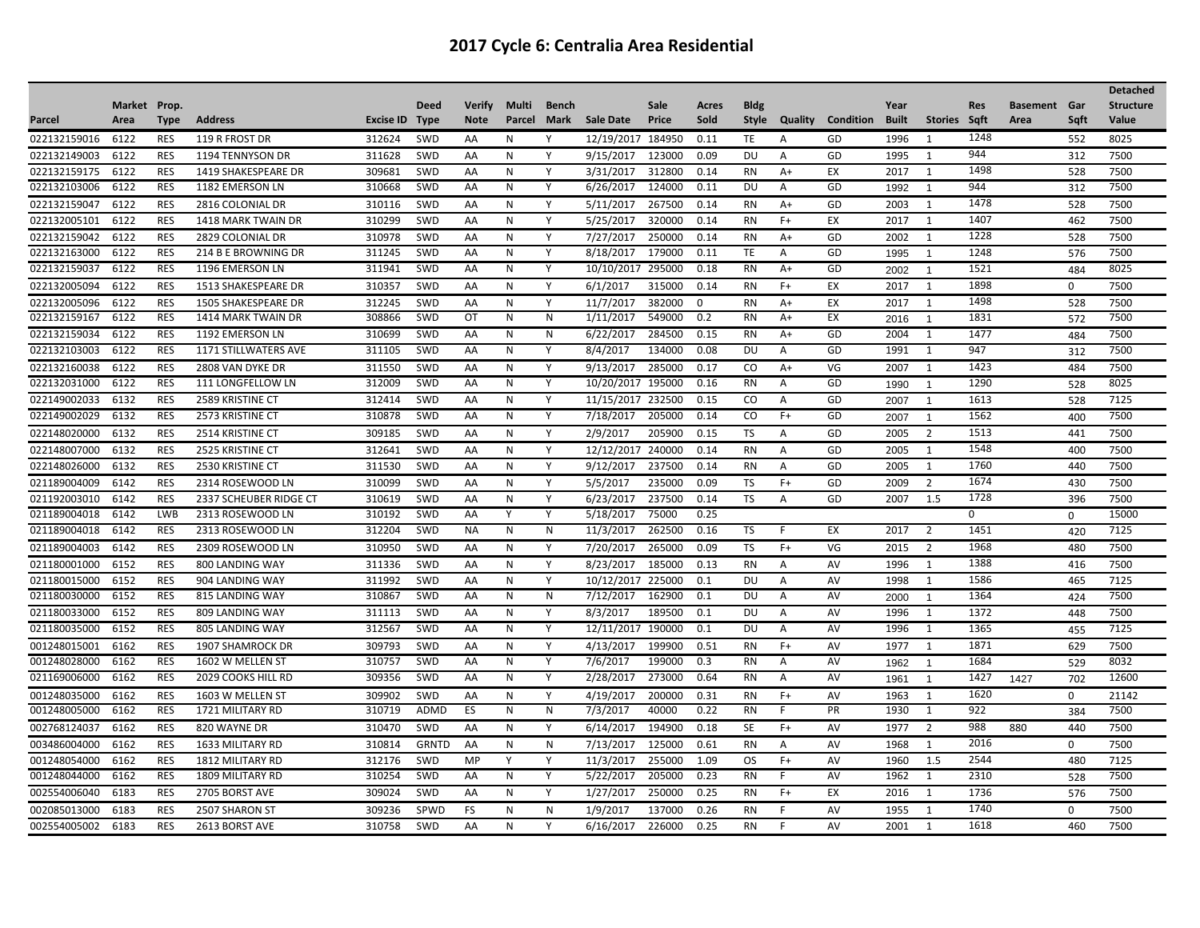# 2017 Cycle 6: Centralia Area Residential

| Parcel | Market Area | Prop. Type | Address | Excise ID | Deed Type | Verify Note | Multi Parcel | Bench Mark | Sale Date | Sale Price | Acres Sold | Bldg Style | Quality | Condition | Year Built | Stories | Res Sqft | Basement Area | Gar Sqft | Detached Structure Value |
|---|---|---|---|---|---|---|---|---|---|---|---|---|---|---|---|---|---|---|---|---|
| 022132159016 | 6122 | RES | 119 R FROST DR | 312624 | SWD | AA | N | Y | 12/19/2017 | 184950 | 0.11 | TE | A | GD | 1996 | 1 | 1248 | | 552 | 8025 |
| 022132149003 | 6122 | RES | 1194 TENNYSON DR | 311628 | SWD | AA | N | Y | 9/15/2017 | 123000 | 0.09 | DU | A | GD | 1995 | 1 | 944 | | 312 | 7500 |
| 022132159175 | 6122 | RES | 1419 SHAKESPEARE DR | 309681 | SWD | AA | N | Y | 3/31/2017 | 312800 | 0.14 | RN | A+ | EX | 2017 | 1 | 1498 | | 528 | 7500 |
| 022132103006 | 6122 | RES | 1182 EMERSON LN | 310668 | SWD | AA | N | Y | 6/26/2017 | 124000 | 0.11 | DU | A | GD | 1992 | 1 | 944 | | 312 | 7500 |
| 022132159047 | 6122 | RES | 2816 COLONIAL DR | 310116 | SWD | AA | N | Y | 5/11/2017 | 267500 | 0.14 | RN | A+ | GD | 2003 | 1 | 1478 | | 528 | 7500 |
| 022132005101 | 6122 | RES | 1418 MARK TWAIN DR | 310299 | SWD | AA | N | Y | 5/25/2017 | 320000 | 0.14 | RN | F+ | EX | 2017 | 1 | 1407 | | 462 | 7500 |
| 022132159042 | 6122 | RES | 2829 COLONIAL DR | 310978 | SWD | AA | N | Y | 7/27/2017 | 250000 | 0.14 | RN | A+ | GD | 2002 | 1 | 1228 | | 528 | 7500 |
| 022132163000 | 6122 | RES | 214 B E BROWNING DR | 311245 | SWD | AA | N | Y | 8/18/2017 | 179000 | 0.11 | TE | A | GD | 1995 | 1 | 1248 | | 576 | 7500 |
| 022132159037 | 6122 | RES | 1196 EMERSON LN | 311941 | SWD | AA | N | Y | 10/10/2017 | 295000 | 0.18 | RN | A+ | GD | 2002 | 1 | 1521 | | 484 | 8025 |
| 022132005094 | 6122 | RES | 1513 SHAKESPEARE DR | 310357 | SWD | AA | N | Y | 6/1/2017 | 315000 | 0.14 | RN | F+ | EX | 2017 | 1 | 1898 | | 0 | 7500 |
| 022132005096 | 6122 | RES | 1505 SHAKESPEARE DR | 312245 | SWD | AA | N | Y | 11/7/2017 | 382000 | 0 | RN | A+ | EX | 2017 | 1 | 1498 | | 528 | 7500 |
| 022132159167 | 6122 | RES | 1414 MARK TWAIN DR | 308866 | SWD | OT | N | N | 1/11/2017 | 549000 | 0.2 | RN | A+ | EX | 2016 | 1 | 1831 | | 572 | 7500 |
| 022132159034 | 6122 | RES | 1192 EMERSON LN | 310699 | SWD | AA | N | N | 6/22/2017 | 284500 | 0.15 | RN | A+ | GD | 2004 | 1 | 1477 | | 484 | 7500 |
| 022132103003 | 6122 | RES | 1171 STILLWATERS AVE | 311105 | SWD | AA | N | Y | 8/4/2017 | 134000 | 0.08 | DU | A | GD | 1991 | 1 | 947 | | 312 | 7500 |
| 022132160038 | 6122 | RES | 2808 VAN DYKE DR | 311550 | SWD | AA | N | Y | 9/13/2017 | 285000 | 0.17 | CO | A+ | VG | 2007 | 1 | 1423 | | 484 | 7500 |
| 022132031000 | 6122 | RES | 111 LONGFELLOW LN | 312009 | SWD | AA | N | Y | 10/20/2017 | 195000 | 0.16 | RN | A | GD | 1990 | 1 | 1290 | | 528 | 8025 |
| 022149002033 | 6132 | RES | 2589 KRISTINE CT | 312414 | SWD | AA | N | Y | 11/15/2017 | 232500 | 0.15 | CO | A | GD | 2007 | 1 | 1613 | | 528 | 7125 |
| 022149002029 | 6132 | RES | 2573 KRISTINE CT | 310878 | SWD | AA | N | Y | 7/18/2017 | 205000 | 0.14 | CO | F+ | GD | 2007 | 1 | 1562 | | 400 | 7500 |
| 022148020000 | 6132 | RES | 2514 KRISTINE CT | 309185 | SWD | AA | N | Y | 2/9/2017 | 205900 | 0.15 | TS | A | GD | 2005 | 2 | 1513 | | 441 | 7500 |
| 022148007000 | 6132 | RES | 2525 KRISTINE CT | 312641 | SWD | AA | N | Y | 12/12/2017 | 240000 | 0.14 | RN | A | GD | 2005 | 1 | 1548 | | 400 | 7500 |
| 022148026000 | 6132 | RES | 2530 KRISTINE CT | 311530 | SWD | AA | N | Y | 9/12/2017 | 237500 | 0.14 | RN | A | GD | 2005 | 1 | 1760 | | 440 | 7500 |
| 021189004009 | 6142 | RES | 2314 ROSEWOOD LN | 310099 | SWD | AA | N | Y | 5/5/2017 | 235000 | 0.09 | TS | F+ | GD | 2009 | 2 | 1674 | | 430 | 7500 |
| 021192003010 | 6142 | RES | 2337 SCHEUBER RIDGE CT | 310619 | SWD | AA | N | Y | 6/23/2017 | 237500 | 0.14 | TS | A | GD | 2007 | 1.5 | 1728 | | 396 | 7500 |
| 021189004018 | 6142 | LWB | 2313 ROSEWOOD LN | 310192 | SWD | AA | Y | Y | 5/18/2017 | 75000 | 0.25 | | | | | | 0 | | 0 | 15000 |
| 021189004018 | 6142 | RES | 2313 ROSEWOOD LN | 312204 | SWD | NA | N | N | 11/3/2017 | 262500 | 0.16 | TS | F | EX | 2017 | 2 | 1451 | | 420 | 7125 |
| 021189004003 | 6142 | RES | 2309 ROSEWOOD LN | 310950 | SWD | AA | N | Y | 7/20/2017 | 265000 | 0.09 | TS | F+ | VG | 2015 | 2 | 1968 | | 480 | 7500 |
| 021180001000 | 6152 | RES | 800 LANDING WAY | 311336 | SWD | AA | N | Y | 8/23/2017 | 185000 | 0.13 | RN | A | AV | 1996 | 1 | 1388 | | 416 | 7500 |
| 021180015000 | 6152 | RES | 904 LANDING WAY | 311992 | SWD | AA | N | Y | 10/12/2017 | 225000 | 0.1 | DU | A | AV | 1998 | 1 | 1586 | | 465 | 7125 |
| 021180030000 | 6152 | RES | 815 LANDING WAY | 310867 | SWD | AA | N | N | 7/12/2017 | 162900 | 0.1 | DU | A | AV | 2000 | 1 | 1364 | | 424 | 7500 |
| 021180033000 | 6152 | RES | 809 LANDING WAY | 311113 | SWD | AA | N | Y | 8/3/2017 | 189500 | 0.1 | DU | A | AV | 1996 | 1 | 1372 | | 448 | 7500 |
| 021180035000 | 6152 | RES | 805 LANDING WAY | 312567 | SWD | AA | N | Y | 12/11/2017 | 190000 | 0.1 | DU | A | AV | 1996 | 1 | 1365 | | 455 | 7125 |
| 001248015001 | 6162 | RES | 1907 SHAMROCK DR | 309793 | SWD | AA | N | Y | 4/13/2017 | 199900 | 0.51 | RN | F+ | AV | 1977 | 1 | 1871 | | 629 | 7500 |
| 001248028000 | 6162 | RES | 1602 W MELLEN ST | 310757 | SWD | AA | N | Y | 7/6/2017 | 199000 | 0.3 | RN | A | AV | 1962 | 1 | 1684 | | 529 | 8032 |
| 021169006000 | 6162 | RES | 2029 COOKS HILL RD | 309356 | SWD | AA | N | Y | 2/28/2017 | 273000 | 0.64 | RN | A | AV | 1961 | 1 | 1427 | 1427 | 702 | 12600 |
| 001248035000 | 6162 | RES | 1603 W MELLEN ST | 309902 | SWD | AA | N | Y | 4/19/2017 | 200000 | 0.31 | RN | F+ | AV | 1963 | 1 | 1620 | | 0 | 21142 |
| 001248005000 | 6162 | RES | 1721 MILITARY RD | 310719 | ADMD | ES | N | N | 7/3/2017 | 40000 | 0.22 | RN | F | PR | 1930 | 1 | 922 | | 384 | 7500 |
| 002768124037 | 6162 | RES | 820 WAYNE DR | 310470 | SWD | AA | N | Y | 6/14/2017 | 194900 | 0.18 | SE | F+ | AV | 1977 | 2 | 988 | 880 | 440 | 7500 |
| 003486004000 | 6162 | RES | 1633 MILITARY RD | 310814 | GRNTD | AA | N | N | 7/13/2017 | 125000 | 0.61 | RN | A | AV | 1968 | 1 | 2016 | | 0 | 7500 |
| 001248054000 | 6162 | RES | 1812 MILITARY RD | 312176 | SWD | MP | Y | Y | 11/3/2017 | 255000 | 1.09 | OS | F+ | AV | 1960 | 1.5 | 2544 | | 480 | 7125 |
| 001248044000 | 6162 | RES | 1809 MILITARY RD | 310254 | SWD | AA | N | Y | 5/22/2017 | 205000 | 0.23 | RN | F | AV | 1962 | 1 | 2310 | | 528 | 7500 |
| 002554006040 | 6183 | RES | 2705 BORST AVE | 309024 | SWD | AA | N | Y | 1/27/2017 | 250000 | 0.25 | RN | F+ | EX | 2016 | 1 | 1736 | | 576 | 7500 |
| 002085013000 | 6183 | RES | 2507 SHARON ST | 309236 | SPWD | FS | N | N | 1/9/2017 | 137000 | 0.26 | RN | F | AV | 1955 | 1 | 1740 | | 0 | 7500 |
| 002554005002 | 6183 | RES | 2613 BORST AVE | 310758 | SWD | AA | N | Y | 6/16/2017 | 226000 | 0.25 | RN | F | AV | 2001 | 1 | 1618 | | 460 | 7500 |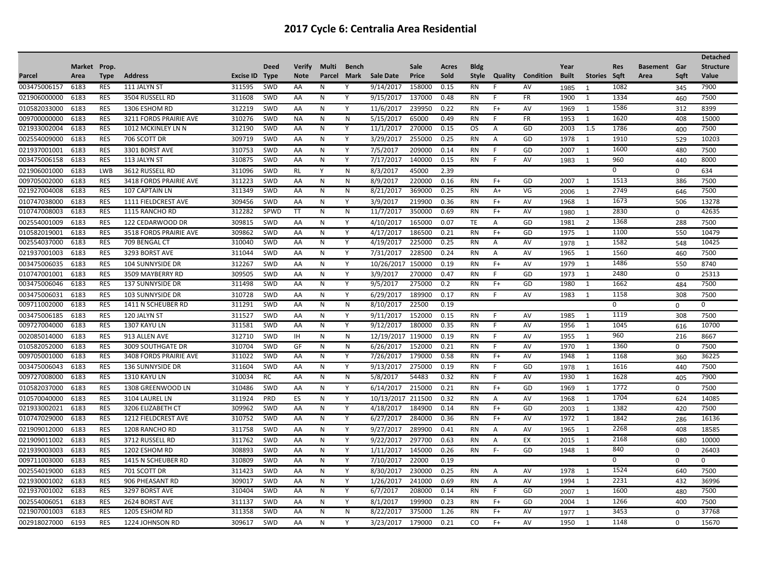# 2017 Cycle 6: Centralia Area Residential

| Parcel | Market Area | Prop. Type | Address | Excise ID | Deed Type | Verify Note | Multi Parcel | Bench Mark | Sale Date | Sale Price | Acres Sold | Bldg Style | Quality | Condition | Year Built | Stories | Res Sqft | Basement Area | Gar Sqft | Detached Structure Value |
|---|---|---|---|---|---|---|---|---|---|---|---|---|---|---|---|---|---|---|---|---|
| 003475006157 | 6183 | RES | 111 JALYN ST | 311595 | SWD | AA | N | Y | 9/14/2017 | 158000 | 0.15 | RN | F | AV | 1985 | 1 | 1082 | | 345 | 7900 |
| 021906000000 | 6183 | RES | 3504 RUSSELL RD | 311608 | SWD | AA | N | Y | 9/15/2017 | 137000 | 0.48 | RN | F | FR | 1900 | 1 | 1334 | | 460 | 7500 |
| 010582033000 | 6183 | RES | 1306 ESHOM RD | 312219 | SWD | AA | N | Y | 11/6/2017 | 239950 | 0.22 | RN | F+ | AV | 1969 | 1 | 1586 | | 312 | 8399 |
| 009700000000 | 6183 | RES | 3211 FORDS PRAIRIE AVE | 310276 | SWD | NA | N | N | 5/15/2017 | 65000 | 0.49 | RN | F | FR | 1953 | 1 | 1620 | | 408 | 15000 |
| 021933002004 | 6183 | RES | 1012 MCKINLEY LN N | 312190 | SWD | AA | N | Y | 11/1/2017 | 270000 | 0.15 | OS | A | GD | 2003 | 1.5 | 1786 | | 400 | 7500 |
| 002554009000 | 6183 | RES | 706 SCOTT DR | 309719 | SWD | AA | N | Y | 3/29/2017 | 255000 | 0.25 | RN | A | GD | 1978 | 1 | 1910 | | 529 | 10203 |
| 021937001001 | 6183 | RES | 3301 BORST AVE | 310753 | SWD | AA | N | Y | 7/5/2017 | 209000 | 0.14 | RN | F | GD | 2007 | 1 | 1600 | | 480 | 7500 |
| 003475006158 | 6183 | RES | 113 JALYN ST | 310875 | SWD | AA | N | Y | 7/17/2017 | 140000 | 0.15 | RN | F | AV | 1983 | 1 | 960 | | 440 | 8000 |
| 021906001000 | 6183 | LWB | 3612 RUSSELL RD | 311096 | SWD | RL | Y | N | 8/3/2017 | 45000 | 2.39 | | | | | | 0 | | 0 | 634 |
| 009705002000 | 6183 | RES | 3418 FORDS PRAIRIE AVE | 311223 | SWD | AA | N | N | 8/9/2017 | 220000 | 0.16 | RN | F+ | GD | 2007 | 1 | 1513 | | 386 | 7500 |
| 021927004008 | 6183 | RES | 107 CAPTAIN LN | 311349 | SWD | AA | N | N | 8/21/2017 | 369000 | 0.25 | RN | A+ | VG | 2006 | 1 | 2749 | | 646 | 7500 |
| 010747038000 | 6183 | RES | 1111 FIELDCREST AVE | 309456 | SWD | AA | N | Y | 3/9/2017 | 219900 | 0.36 | RN | F+ | AV | 1968 | 1 | 1673 | | 506 | 13278 |
| 010747008003 | 6183 | RES | 1115 RANCHO RD | 312282 | SPWD | TT | N | N | 11/7/2017 | 350000 | 0.69 | RN | F+ | AV | 1980 | 1 | 2830 | | 0 | 42635 |
| 002554001009 | 6183 | RES | 122 CEDARWOOD DR | 309815 | SWD | AA | N | Y | 4/10/2017 | 165000 | 0.07 | TE | A | GD | 1981 | 2 | 1368 | | 288 | 7500 |
| 010582019001 | 6183 | RES | 3518 FORDS PRAIRIE AVE | 309862 | SWD | AA | N | Y | 4/17/2017 | 186500 | 0.21 | RN | F+ | GD | 1975 | 1 | 1100 | | 550 | 10479 |
| 002554037000 | 6183 | RES | 709 BENGAL CT | 310040 | SWD | AA | N | Y | 4/19/2017 | 225000 | 0.25 | RN | A | AV | 1978 | 1 | 1582 | | 548 | 10425 |
| 021937001003 | 6183 | RES | 3293 BORST AVE | 311044 | SWD | AA | N | Y | 7/31/2017 | 228500 | 0.24 | RN | A | AV | 1965 | 1 | 1560 | | 460 | 7500 |
| 003475006035 | 6183 | RES | 104 SUNNYSIDE DR | 312267 | SWD | AA | N | Y | 10/26/2017 | 150000 | 0.19 | RN | F+ | AV | 1979 | 1 | 1486 | | 550 | 8740 |
| 010747001001 | 6183 | RES | 3509 MAYBERRY RD | 309505 | SWD | AA | N | Y | 3/9/2017 | 270000 | 0.47 | RN | F | GD | 1973 | 1 | 2480 | | 0 | 25313 |
| 003475006046 | 6183 | RES | 137 SUNNYSIDE DR | 311498 | SWD | AA | N | Y | 9/5/2017 | 275000 | 0.2 | RN | F+ | GD | 1980 | 1 | 1662 | | 484 | 7500 |
| 003475006031 | 6183 | RES | 103 SUNNYSIDE DR | 310728 | SWD | AA | N | Y | 6/29/2017 | 189900 | 0.17 | RN | F | AV | 1983 | 1 | 1158 | | 308 | 7500 |
| 009711002000 | 6183 | RES | 1411 N SCHEUBER RD | 311291 | SWD | AA | N | N | 8/10/2017 | 22500 | 0.19 | | | | | | 0 | | 0 | 0 |
| 003475006185 | 6183 | RES | 120 JALYN ST | 311527 | SWD | AA | N | Y | 9/11/2017 | 152000 | 0.15 | RN | F | AV | 1985 | 1 | 1119 | | 308 | 7500 |
| 009727004000 | 6183 | RES | 1307 KAYU LN | 311581 | SWD | AA | N | Y | 9/12/2017 | 180000 | 0.35 | RN | F | AV | 1956 | 1 | 1045 | | 616 | 10700 |
| 002085014000 | 6183 | RES | 913 ALLEN AVE | 312710 | SWD | IH | N | N | 12/19/2017 | 119000 | 0.19 | RN | F | AV | 1955 | 1 | 960 | | 216 | 8667 |
| 010582052000 | 6183 | RES | 3009 SOUTHGATE DR | 310704 | SWD | GF | N | N | 6/26/2017 | 152000 | 0.21 | RN | F | AV | 1970 | 1 | 1360 | | 0 | 7500 |
| 009705001000 | 6183 | RES | 3408 FORDS PRAIRIE AVE | 311022 | SWD | AA | N | Y | 7/26/2017 | 179000 | 0.58 | RN | F+ | AV | 1948 | 1 | 1168 | | 360 | 36225 |
| 003475006043 | 6183 | RES | 136 SUNNYSIDE DR | 311604 | SWD | AA | N | Y | 9/13/2017 | 275000 | 0.19 | RN | F | GD | 1978 | 1 | 1616 | | 440 | 7500 |
| 009727008000 | 6183 | RES | 1310 KAYU LN | 310034 | RC | AA | N | N | 5/8/2017 | 54483 | 0.32 | RN | F | AV | 1930 | 1 | 1628 | | 405 | 7900 |
| 010582037000 | 6183 | RES | 1308 GREENWOOD LN | 310486 | SWD | AA | N | Y | 6/14/2017 | 215000 | 0.21 | RN | F+ | GD | 1969 | 1 | 1772 | | 0 | 7500 |
| 010570040000 | 6183 | RES | 3104 LAUREL LN | 311924 | PRD | ES | N | Y | 10/13/2017 | 211500 | 0.32 | RN | A | AV | 1968 | 1 | 1704 | | 624 | 14085 |
| 021933002021 | 6183 | RES | 3206 ELIZABETH CT | 309962 | SWD | AA | N | Y | 4/18/2017 | 184900 | 0.14 | RN | F+ | GD | 2003 | 1 | 1382 | | 420 | 7500 |
| 010747029000 | 6183 | RES | 1212 FIELDCREST AVE | 310752 | SWD | AA | N | Y | 6/27/2017 | 284000 | 0.36 | RN | F+ | AV | 1972 | 1 | 1842 | | 286 | 16136 |
| 021909012000 | 6183 | RES | 1208 RANCHO RD | 311758 | SWD | AA | N | Y | 9/27/2017 | 289900 | 0.41 | RN | A | AV | 1965 | 1 | 2268 | | 408 | 18585 |
| 021909011002 | 6183 | RES | 3712 RUSSELL RD | 311762 | SWD | AA | N | Y | 9/22/2017 | 297700 | 0.63 | RN | A | EX | 2015 | 1 | 2168 | | 680 | 10000 |
| 021939003003 | 6183 | RES | 1202 ESHOM RD | 308893 | SWD | AA | N | Y | 1/11/2017 | 145000 | 0.26 | RN | F- | GD | 1948 | 1 | 840 | | 0 | 26403 |
| 009711003000 | 6183 | RES | 1415 N SCHEUBER RD | 310809 | SWD | AA | N | Y | 7/10/2017 | 22000 | 0.19 | | | | | | 0 | | 0 | 0 |
| 002554019000 | 6183 | RES | 701 SCOTT DR | 311423 | SWD | AA | N | Y | 8/30/2017 | 230000 | 0.25 | RN | A | AV | 1978 | 1 | 1524 | | 640 | 7500 |
| 021930001002 | 6183 | RES | 906 PHEASANT RD | 309017 | SWD | AA | N | Y | 1/26/2017 | 241000 | 0.69 | RN | A | AV | 1994 | 1 | 2231 | | 432 | 36996 |
| 021937001002 | 6183 | RES | 3297 BORST AVE | 310404 | SWD | AA | N | Y | 6/7/2017 | 208000 | 0.14 | RN | F | GD | 2007 | 1 | 1600 | | 480 | 7500 |
| 002554006051 | 6183 | RES | 2624 BORST AVE | 311137 | SWD | AA | N | Y | 8/1/2017 | 199900 | 0.23 | RN | F+ | GD | 2004 | 1 | 1266 | | 400 | 7500 |
| 021907001003 | 6183 | RES | 1205 ESHOM RD | 311358 | SWD | AA | N | N | 8/22/2017 | 375000 | 1.26 | RN | F+ | AV | 1977 | 1 | 3453 | | 0 | 37768 |
| 002918027000 | 6193 | RES | 1224 JOHNSON RD | 309617 | SWD | AA | N | Y | 3/23/2017 | 179000 | 0.21 | CO | F+ | AV | 1950 | 1 | 1148 | | 0 | 15670 |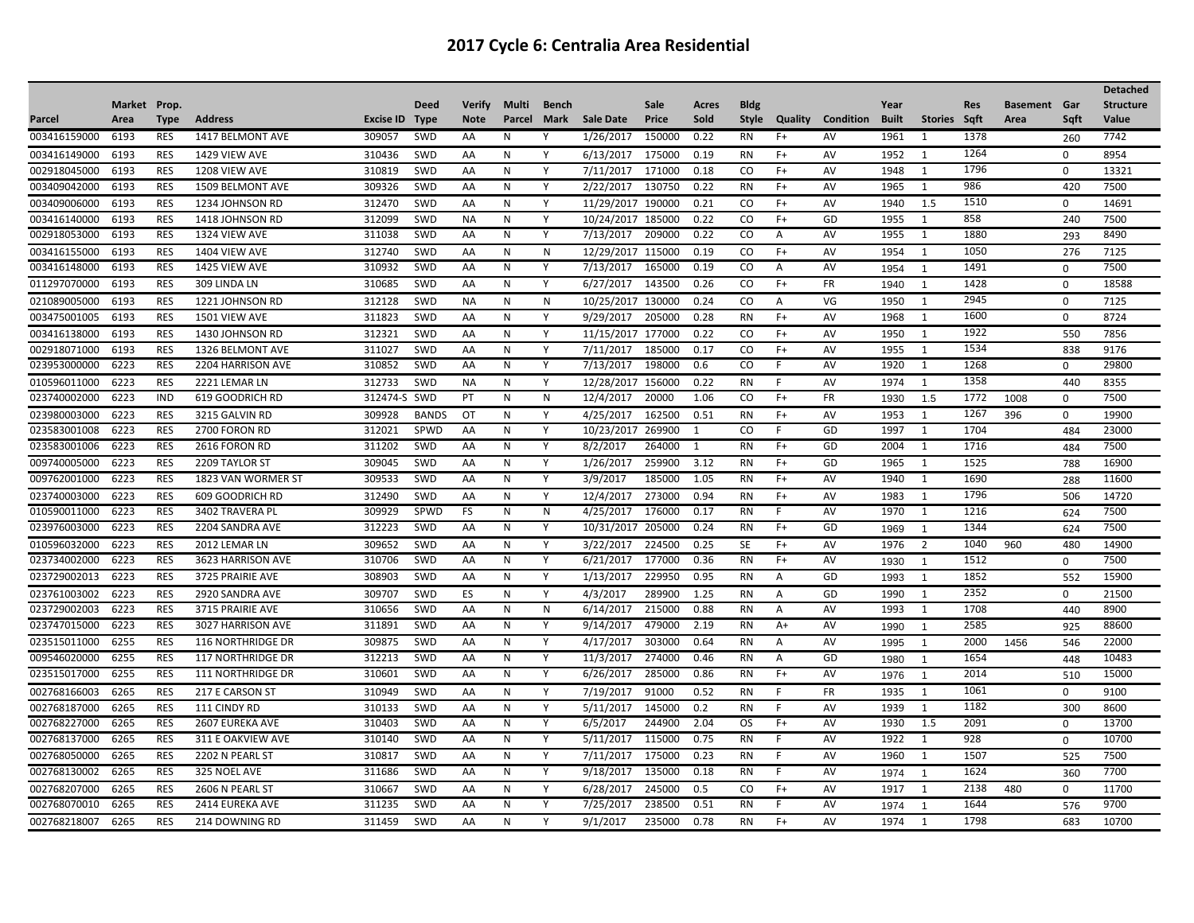# 2017 Cycle 6: Centralia Area Residential

| Parcel | Market Area | Prop. Type | Address | Excise ID | Deed Type | Verify Note | Multi Parcel | Bench Mark | Sale Date | Sale Price | Acres Sold | Bldg Style | Quality | Condition | Year Built | Stories | Res Sqft | Basement Area | Gar Sqft | Detached Structure Value |
|---|---|---|---|---|---|---|---|---|---|---|---|---|---|---|---|---|---|---|---|---|
| 003416159000 | 6193 | RES | 1417 BELMONT AVE | 309057 | SWD | AA | N | Y | 1/26/2017 | 150000 | 0.22 | RN | F+ | AV | 1961 | 1 | 1378 | | 260 | 7742 |
| 003416149000 | 6193 | RES | 1429 VIEW AVE | 310436 | SWD | AA | N | Y | 6/13/2017 | 175000 | 0.19 | RN | F+ | AV | 1952 | 1 | 1264 | | 0 | 8954 |
| 002918045000 | 6193 | RES | 1208 VIEW AVE | 310819 | SWD | AA | N | Y | 7/11/2017 | 171000 | 0.18 | CO | F+ | AV | 1948 | 1 | 1796 | | 0 | 13321 |
| 003409042000 | 6193 | RES | 1509 BELMONT AVE | 309326 | SWD | AA | N | Y | 2/22/2017 | 130750 | 0.22 | RN | F+ | AV | 1965 | 1 | 986 | | 420 | 7500 |
| 003409006000 | 6193 | RES | 1234 JOHNSON RD | 312470 | SWD | AA | N | Y | 11/29/2017 | 190000 | 0.21 | CO | F+ | AV | 1940 | 1.5 | 1510 | | 0 | 14691 |
| 003416140000 | 6193 | RES | 1418 JOHNSON RD | 312099 | SWD | NA | N | Y | 10/24/2017 | 185000 | 0.22 | CO | F+ | GD | 1955 | 1 | 858 | | 240 | 7500 |
| 002918053000 | 6193 | RES | 1324 VIEW AVE | 311038 | SWD | AA | N | Y | 7/13/2017 | 209000 | 0.22 | CO | A | AV | 1955 | 1 | 1880 | | 293 | 8490 |
| 003416155000 | 6193 | RES | 1404 VIEW AVE | 312740 | SWD | AA | N | N | 12/29/2017 | 115000 | 0.19 | CO | F+ | AV | 1954 | 1 | 1050 | | 276 | 7125 |
| 003416148000 | 6193 | RES | 1425 VIEW AVE | 310932 | SWD | AA | N | Y | 7/13/2017 | 165000 | 0.19 | CO | A | AV | 1954 | 1 | 1491 | | 0 | 7500 |
| 011297070000 | 6193 | RES | 309 LINDA LN | 310685 | SWD | AA | N | Y | 6/27/2017 | 143500 | 0.26 | CO | F+ | FR | 1940 | 1 | 1428 | | 0 | 18588 |
| 021089005000 | 6193 | RES | 1221 JOHNSON RD | 312128 | SWD | NA | N | N | 10/25/2017 | 130000 | 0.24 | CO | A | VG | 1950 | 1 | 2945 | | 0 | 7125 |
| 003475001005 | 6193 | RES | 1501 VIEW AVE | 311823 | SWD | AA | N | Y | 9/29/2017 | 205000 | 0.28 | RN | F+ | AV | 1968 | 1 | 1600 | | 0 | 8724 |
| 003416138000 | 6193 | RES | 1430 JOHNSON RD | 312321 | SWD | AA | N | Y | 11/15/2017 | 177000 | 0.22 | CO | F+ | AV | 1950 | 1 | 1922 | | 550 | 7856 |
| 002918071000 | 6193 | RES | 1326 BELMONT AVE | 311027 | SWD | AA | N | Y | 7/11/2017 | 185000 | 0.17 | CO | F+ | AV | 1955 | 1 | 1534 | | 838 | 9176 |
| 023953000000 | 6223 | RES | 2204 HARRISON AVE | 310852 | SWD | AA | N | Y | 7/13/2017 | 198000 | 0.6 | CO | F | AV | 1920 | 1 | 1268 | | 0 | 29800 |
| 010596011000 | 6223 | RES | 2221 LEMAR LN | 312733 | SWD | NA | N | Y | 12/28/2017 | 156000 | 0.22 | RN | F | AV | 1974 | 1 | 1358 | | 440 | 8355 |
| 023740002000 | 6223 | IND | 619 GOODRICH RD | 312474-S | SWD | PT | N | N | 12/4/2017 | 20000 | 1.06 | CO | F+ | FR | 1930 | 1.5 | 1772 | 1008 | 0 | 7500 |
| 023980003000 | 6223 | RES | 3215 GALVIN RD | 309928 | BANDS | OT | N | Y | 4/25/2017 | 162500 | 0.51 | RN | F+ | AV | 1953 | 1 | 1267 | 396 | 0 | 19900 |
| 023583001008 | 6223 | RES | 2700 FORON RD | 312021 | SPWD | AA | N | Y | 10/23/2017 | 269900 | 1 | CO | F | GD | 1997 | 1 | 1704 | | 484 | 23000 |
| 023583001006 | 6223 | RES | 2616 FORON RD | 311202 | SWD | AA | N | Y | 8/2/2017 | 264000 | 1 | RN | F+ | GD | 2004 | 1 | 1716 | | 484 | 7500 |
| 009740005000 | 6223 | RES | 2209 TAYLOR ST | 309045 | SWD | AA | N | Y | 1/26/2017 | 259900 | 3.12 | RN | F+ | GD | 1965 | 1 | 1525 | | 788 | 16900 |
| 009762001000 | 6223 | RES | 1823 VAN WORMER ST | 309533 | SWD | AA | N | Y | 3/9/2017 | 185000 | 1.05 | RN | F+ | AV | 1940 | 1 | 1690 | | 288 | 11600 |
| 023740003000 | 6223 | RES | 609 GOODRICH RD | 312490 | SWD | AA | N | Y | 12/4/2017 | 273000 | 0.94 | RN | F+ | AV | 1983 | 1 | 1796 | | 506 | 14720 |
| 010590011000 | 6223 | RES | 3402 TRAVERA PL | 309929 | SPWD | FS | N | N | 4/25/2017 | 176000 | 0.17 | RN | F | AV | 1970 | 1 | 1216 | | 624 | 7500 |
| 023976003000 | 6223 | RES | 2204 SANDRA AVE | 312223 | SWD | AA | N | Y | 10/31/2017 | 205000 | 0.24 | RN | F+ | GD | 1969 | 1 | 1344 | | 624 | 7500 |
| 010596032000 | 6223 | RES | 2012 LEMAR LN | 309652 | SWD | AA | N | Y | 3/22/2017 | 224500 | 0.25 | SE | F+ | AV | 1976 | 2 | 1040 | 960 | 480 | 14900 |
| 023734002000 | 6223 | RES | 3623 HARRISON AVE | 310706 | SWD | AA | N | Y | 6/21/2017 | 177000 | 0.36 | RN | F+ | AV | 1930 | 1 | 1512 | | 0 | 7500 |
| 023729002013 | 6223 | RES | 3725 PRAIRIE AVE | 308903 | SWD | AA | N | Y | 1/13/2017 | 229950 | 0.95 | RN | A | GD | 1993 | 1 | 1852 | | 552 | 15900 |
| 023761003002 | 6223 | RES | 2920 SANDRA AVE | 309707 | SWD | ES | N | Y | 4/3/2017 | 289900 | 1.25 | RN | A | GD | 1990 | 1 | 2352 | | 0 | 21500 |
| 023729002003 | 6223 | RES | 3715 PRAIRIE AVE | 310656 | SWD | AA | N | N | 6/14/2017 | 215000 | 0.88 | RN | A | AV | 1993 | 1 | 1708 | | 440 | 8900 |
| 023747015000 | 6223 | RES | 3027 HARRISON AVE | 311891 | SWD | AA | N | Y | 9/14/2017 | 479000 | 2.19 | RN | A+ | AV | 1990 | 1 | 2585 | | 925 | 88600 |
| 023515011000 | 6255 | RES | 116 NORTHRIDGE DR | 309875 | SWD | AA | N | Y | 4/17/2017 | 303000 | 0.64 | RN | A | AV | 1995 | 1 | 2000 | 1456 | 546 | 22000 |
| 009546020000 | 6255 | RES | 117 NORTHRIDGE DR | 312213 | SWD | AA | N | Y | 11/3/2017 | 274000 | 0.46 | RN | A | GD | 1980 | 1 | 1654 | | 448 | 10483 |
| 023515017000 | 6255 | RES | 111 NORTHRIDGE DR | 310601 | SWD | AA | N | Y | 6/26/2017 | 285000 | 0.86 | RN | F+ | AV | 1976 | 1 | 2014 | | 510 | 15000 |
| 002768166003 | 6265 | RES | 217 E CARSON ST | 310949 | SWD | AA | N | Y | 7/19/2017 | 91000 | 0.52 | RN | F | FR | 1935 | 1 | 1061 | | 0 | 9100 |
| 002768187000 | 6265 | RES | 111 CINDY RD | 310133 | SWD | AA | N | Y | 5/11/2017 | 145000 | 0.2 | RN | F | AV | 1939 | 1 | 1182 | | 300 | 8600 |
| 002768227000 | 6265 | RES | 2607 EUREKA AVE | 310403 | SWD | AA | N | Y | 6/5/2017 | 244900 | 2.04 | OS | F+ | AV | 1930 | 1.5 | 2091 | | 0 | 13700 |
| 002768137000 | 6265 | RES | 311 E OAKVIEW AVE | 310140 | SWD | AA | N | Y | 5/11/2017 | 115000 | 0.75 | RN | F | AV | 1922 | 1 | 928 | | 0 | 10700 |
| 002768050000 | 6265 | RES | 2202 N PEARL ST | 310817 | SWD | AA | N | Y | 7/11/2017 | 175000 | 0.23 | RN | F | AV | 1960 | 1 | 1507 | | 525 | 7500 |
| 002768130002 | 6265 | RES | 325 NOEL AVE | 311686 | SWD | AA | N | Y | 9/18/2017 | 135000 | 0.18 | RN | F | AV | 1974 | 1 | 1624 | | 360 | 7700 |
| 002768207000 | 6265 | RES | 2606 N PEARL ST | 310667 | SWD | AA | N | Y | 6/28/2017 | 245000 | 0.5 | CO | F+ | AV | 1917 | 1 | 2138 | 480 | 0 | 11700 |
| 002768070010 | 6265 | RES | 2414 EUREKA AVE | 311235 | SWD | AA | N | Y | 7/25/2017 | 238500 | 0.51 | RN | F | AV | 1974 | 1 | 1644 | | 576 | 9700 |
| 002768218007 | 6265 | RES | 214 DOWNING RD | 311459 | SWD | AA | N | Y | 9/1/2017 | 235000 | 0.78 | RN | F+ | AV | 1974 | 1 | 1798 | | 683 | 10700 |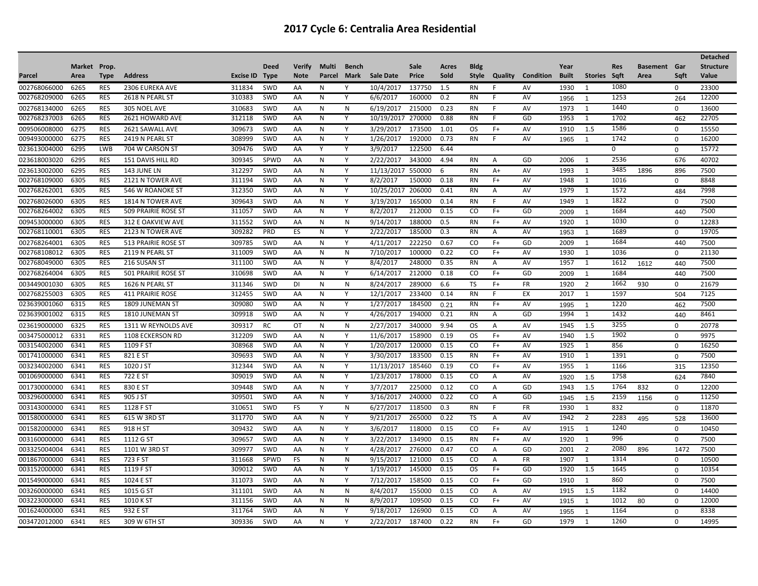# 2017 Cycle 6: Centralia Area Residential

| Parcel | Market Area | Prop. Type | Address | Excise ID | Deed Type | Verify Note | Multi Parcel | Bench Mark | Sale Date | Sale Price | Acres Sold | Bldg Style | Quality | Condition | Year Built | Stories | Res Sqft | Basement Area | Gar Sqft | Detached Structure Value |
|---|---|---|---|---|---|---|---|---|---|---|---|---|---|---|---|---|---|---|---|---|
| 002768066000 | 6265 | RES | 2306 EUREKA AVE | 311834 | SWD | AA | N | Y | 10/4/2017 | 137750 | 1.5 | RN | F | AV | 1930 | 1 | 1080 | | 0 | 23300 |
| 002768209000 | 6265 | RES | 2618 N PEARL ST | 310383 | SWD | AA | N | Y | 6/6/2017 | 160000 | 0.2 | RN | F | AV | 1956 | 1 | 1253 | | 264 | 12200 |
| 002768134000 | 6265 | RES | 305 NOEL AVE | 310683 | SWD | AA | N | N | 6/19/2017 | 215000 | 0.23 | RN | F | AV | 1973 | 1 | 1440 | | 0 | 13600 |
| 002768237003 | 6265 | RES | 2621 HOWARD AVE | 312118 | SWD | AA | N | Y | 10/19/2017 | 270000 | 0.88 | RN | F | GD | 1953 | 1 | 1702 | | 462 | 22705 |
| 009506008000 | 6275 | RES | 2621 SAWALL AVE | 309673 | SWD | AA | N | Y | 3/29/2017 | 173500 | 1.01 | OS | F+ | AV | 1910 | 1.5 | 1586 | | 0 | 15550 |
| 009493000000 | 6275 | RES | 2419 N PEARL ST | 308999 | SWD | AA | N | Y | 1/26/2017 | 192000 | 0.73 | RN | F | AV | 1965 | 1 | 1742 | | 0 | 16200 |
| 023613004000 | 6295 | LWB | 704 W CARSON ST | 309476 | SWD | AA | Y | Y | 3/9/2017 | 122500 | 6.44 | | | | | | 0 | | 0 | 15772 |
| 023618003020 | 6295 | RES | 151 DAVIS HILL RD | 309345 | SPWD | AA | N | Y | 2/22/2017 | 343000 | 4.94 | RN | A | GD | 2006 | 1 | 2536 | | 676 | 40702 |
| 023613002000 | 6295 | RES | 143 JUNE LN | 312297 | SWD | AA | N | Y | 11/13/2017 | 550000 | 6 | RN | A+ | AV | 1993 | 1 | 3485 | 1896 | 896 | 7500 |
| 002768109000 | 6305 | RES | 2121 N TOWER AVE | 311194 | SWD | AA | N | Y | 8/2/2017 | 150000 | 0.18 | RN | F+ | AV | 1948 | 1 | 1016 | | 0 | 8848 |
| 002768262001 | 6305 | RES | 546 W ROANOKE ST | 312350 | SWD | AA | N | Y | 10/25/2017 | 206000 | 0.41 | RN | A | AV | 1979 | 1 | 1572 | | 484 | 7998 |
| 002768026000 | 6305 | RES | 1814 N TOWER AVE | 309643 | SWD | AA | N | Y | 3/19/2017 | 165000 | 0.14 | RN | F | AV | 1949 | 1 | 1822 | | 0 | 7500 |
| 002768264002 | 6305 | RES | 509 PRAIRIE ROSE ST | 311057 | SWD | AA | N | Y | 8/2/2017 | 212000 | 0.15 | CO | F+ | GD | 2009 | 1 | 1684 | | 440 | 7500 |
| 009453000000 | 6305 | RES | 312 E OAKVIEW AVE | 311552 | SWD | AA | N | N | 9/14/2017 | 188000 | 0.5 | RN | F+ | AV | 1920 | 1 | 1030 | | 0 | 12283 |
| 002768110001 | 6305 | RES | 2123 N TOWER AVE | 309282 | PRD | ES | N | Y | 2/22/2017 | 185000 | 0.3 | RN | A | AV | 1953 | 1 | 1689 | | 0 | 19705 |
| 002768264001 | 6305 | RES | 513 PRAIRIE ROSE ST | 309785 | SWD | AA | N | Y | 4/11/2017 | 222250 | 0.67 | CO | F+ | GD | 2009 | 1 | 1684 | | 440 | 7500 |
| 002768108012 | 6305 | RES | 2119 N PEARL ST | 311009 | SWD | AA | N | N | 7/10/2017 | 100000 | 0.22 | CO | F+ | AV | 1930 | 1 | 1036 | | 0 | 21130 |
| 002768049000 | 6305 | RES | 216 SUSAN ST | 311100 | SWD | AA | N | Y | 8/4/2017 | 248000 | 0.35 | RN | A | AV | 1957 | 1 | 1612 | 1612 | 440 | 7500 |
| 002768264004 | 6305 | RES | 501 PRAIRIE ROSE ST | 310698 | SWD | AA | N | Y | 6/14/2017 | 212000 | 0.18 | CO | F+ | GD | 2009 | 1 | 1684 | | 440 | 7500 |
| 003449001030 | 6305 | RES | 1626 N PEARL ST | 311346 | SWD | DI | N | N | 8/24/2017 | 289000 | 6.6 | TS | F+ | FR | 1920 | 2 | 1662 | 930 | 0 | 21679 |
| 002768255003 | 6305 | RES | 411 PRAIRIE ROSE | 312455 | SWD | AA | N | Y | 12/1/2017 | 233400 | 0.14 | RN | F | EX | 2017 | 1 | 1597 | | 504 | 7125 |
| 023639001060 | 6315 | RES | 1809 JUNEMAN ST | 309080 | SWD | AA | N | Y | 1/27/2017 | 184500 | 0.21 | RN | F+ | AV | 1995 | 1 | 1220 | | 462 | 7500 |
| 023639001002 | 6315 | RES | 1810 JUNEMAN ST | 309918 | SWD | AA | N | Y | 4/26/2017 | 194000 | 0.21 | RN | A | GD | 1994 | 1 | 1432 | | 440 | 8461 |
| 023619000000 | 6325 | RES | 1311 W REYNOLDS AVE | 309317 | RC | OT | N | N | 2/27/2017 | 340000 | 9.94 | OS | A | AV | 1945 | 1.5 | 3255 | | 0 | 20778 |
| 003475000012 | 6331 | RES | 1108 ECKERSON RD | 312209 | SWD | AA | N | Y | 11/6/2017 | 158900 | 0.19 | OS | F+ | AV | 1940 | 1.5 | 1902 | | 0 | 9975 |
| 003154002000 | 6341 | RES | 1109 F ST | 308968 | SWD | AA | N | Y | 1/20/2017 | 120000 | 0.15 | CO | F+ | AV | 1925 | 1 | 856 | | 0 | 16250 |
| 001741000000 | 6341 | RES | 821 E ST | 309693 | SWD | AA | N | Y | 3/30/2017 | 183500 | 0.15 | RN | F+ | AV | 1910 | 1 | 1391 | | 0 | 7500 |
| 003234002000 | 6341 | RES | 1020 J ST | 312344 | SWD | AA | N | Y | 11/13/2017 | 185460 | 0.19 | CO | F+ | AV | 1955 | 1 | 1166 | | 315 | 12350 |
| 001069000000 | 6341 | RES | 722 E ST | 309019 | SWD | AA | N | Y | 1/23/2017 | 178000 | 0.15 | CO | A | AV | 1920 | 1.5 | 1758 | | 624 | 7840 |
| 001730000000 | 6341 | RES | 830 E ST | 309448 | SWD | AA | N | Y | 3/7/2017 | 225000 | 0.12 | CO | A | GD | 1943 | 1.5 | 1764 | 832 | 0 | 12200 |
| 003296000000 | 6341 | RES | 905 J ST | 309501 | SWD | AA | N | Y | 3/16/2017 | 240000 | 0.22 | CO | A | GD | 1945 | 1.5 | 2159 | 1156 | 0 | 11250 |
| 003143000000 | 6341 | RES | 1128 F ST | 310651 | SWD | FS | Y | N | 6/27/2017 | 118500 | 0.3 | RN | F | FR | 1930 | 1 | 832 | | 0 | 11870 |
| 001580000000 | 6341 | RES | 615 W 3RD ST | 311770 | SWD | AA | N | Y | 9/21/2017 | 265000 | 0.22 | TS | A | AV | 1942 | 2 | 2283 | 495 | 528 | 13600 |
| 001582000000 | 6341 | RES | 918 H ST | 309432 | SWD | AA | N | Y | 3/6/2017 | 118000 | 0.15 | CO | F+ | AV | 1915 | 1 | 1240 | | 0 | 10450 |
| 003160000000 | 6341 | RES | 1112 G ST | 309657 | SWD | AA | N | Y | 3/22/2017 | 134900 | 0.15 | RN | F+ | AV | 1920 | 1 | 996 | | 0 | 7500 |
| 003325004004 | 6341 | RES | 1101 W 3RD ST | 309977 | SWD | AA | N | Y | 4/28/2017 | 276000 | 0.47 | CO | A | GD | 2001 | 2 | 2080 | 896 | 1472 | 7500 |
| 001867000000 | 6341 | RES | 723 F ST | 311668 | SPWD | FS | N | N | 9/15/2017 | 121000 | 0.15 | CO | A | FR | 1907 | 1 | 1314 | | 0 | 10500 |
| 003152000000 | 6341 | RES | 1119 F ST | 309012 | SWD | AA | N | Y | 1/19/2017 | 145000 | 0.15 | OS | F+ | GD | 1920 | 1.5 | 1645 | | 0 | 10354 |
| 001549000000 | 6341 | RES | 1024 E ST | 311073 | SWD | AA | N | Y | 7/12/2017 | 158500 | 0.15 | CO | F+ | GD | 1910 | 1 | 860 | | 0 | 7500 |
| 003260000000 | 6341 | RES | 1015 G ST | 311101 | SWD | AA | N | N | 8/4/2017 | 155000 | 0.15 | CO | A | AV | 1915 | 1.5 | 1182 | | 0 | 14400 |
| 003223000000 | 6341 | RES | 1010 K ST | 311156 | SWD | AA | N | N | 8/9/2017 | 109500 | 0.15 | CO | F+ | AV | 1915 | 1 | 1012 | 80 | 0 | 12000 |
| 001624000000 | 6341 | RES | 932 E ST | 311764 | SWD | AA | N | Y | 9/18/2017 | 126900 | 0.15 | CO | A | AV | 1955 | 1 | 1164 | | 0 | 8338 |
| 003472012000 | 6341 | RES | 309 W 6TH ST | 309336 | SWD | AA | N | Y | 2/22/2017 | 187400 | 0.22 | RN | F+ | GD | 1979 | 1 | 1260 | | 0 | 14995 |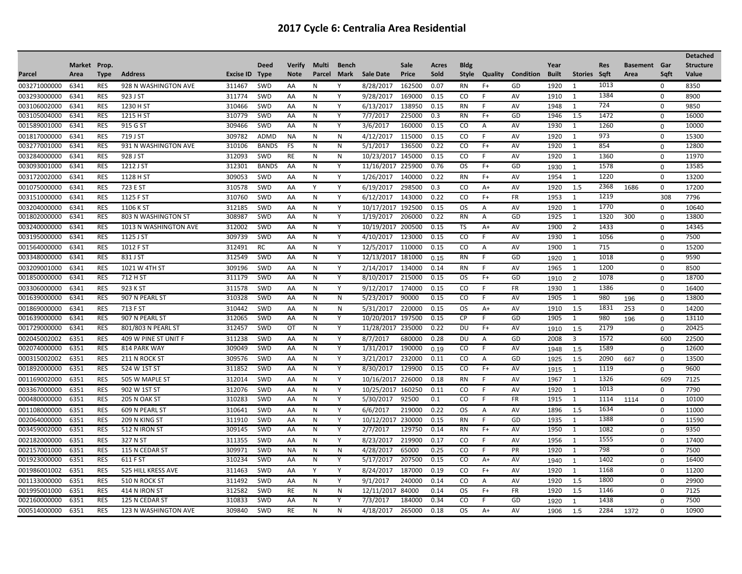# 2017 Cycle 6: Centralia Area Residential

| Parcel | Market Area | Prop. Type | Address | Excise ID | Deed Type | Verify Note | Multi Parcel | Bench Mark | Sale Date | Sale Price | Acres Sold | Bldg Style | Quality | Condition | Year Built | Stories | Res Sqft | Basement Area | Gar Sqft | Detached Structure Value |
|---|---|---|---|---|---|---|---|---|---|---|---|---|---|---|---|---|---|---|---|---|
| 003271000000 | 6341 | RES | 928 N WASHINGTON AVE | 311467 | SWD | AA | N | Y | 8/28/2017 | 162500 | 0.07 | RN | F+ | GD | 1920 | 1 | 1013 | | 0 | 8350 |
| 003293000000 | 6341 | RES | 923 J ST | 311774 | SWD | AA | N | Y | 9/28/2017 | 169000 | 0.15 | CO | F | AV | 1910 | 1 | 1384 | | 0 | 8900 |
| 003106002000 | 6341 | RES | 1230 H ST | 310466 | SWD | AA | N | Y | 6/13/2017 | 138950 | 0.15 | RN | F | AV | 1948 | 1 | 724 | | 0 | 9850 |
| 003105004000 | 6341 | RES | 1215 H ST | 310779 | SWD | AA | N | Y | 7/7/2017 | 225000 | 0.3 | RN | F+ | GD | 1946 | 1.5 | 1472 | | 0 | 16000 |
| 001589001000 | 6341 | RES | 915 G ST | 309466 | SWD | AA | N | Y | 3/6/2017 | 160000 | 0.15 | CO | A | AV | 1930 | 1 | 1260 | | 0 | 10000 |
| 001817000000 | 6341 | RES | 719 J ST | 309782 | ADMD | NA | N | N | 4/12/2017 | 115000 | 0.15 | CO | F | AV | 1920 | 1 | 973 | | 0 | 15300 |
| 003277001000 | 6341 | RES | 931 N WASHINGTON AVE | 310106 | BANDS | FS | N | N | 5/1/2017 | 136500 | 0.22 | CO | F+ | AV | 1920 | 1 | 854 | | 0 | 12800 |
| 003284000000 | 6341 | RES | 928 J ST | 312093 | SWD | RE | N | N | 10/23/2017 | 145000 | 0.15 | CO | F | AV | 1920 | 1 | 1360 | | 0 | 11970 |
| 003093001000 | 6341 | RES | 1212 J ST | 312301 | BANDS | AA | N | Y | 11/16/2017 | 225900 | 0.76 | OS | F+ | GD | 1930 | 1 | 1578 | | 0 | 13585 |
| 003172002000 | 6341 | RES | 1128 H ST | 309053 | SWD | AA | N | Y | 1/26/2017 | 140000 | 0.22 | RN | F+ | AV | 1954 | 1 | 1220 | | 0 | 13200 |
| 001075000000 | 6341 | RES | 723 E ST | 310578 | SWD | AA | Y | Y | 6/19/2017 | 298500 | 0.3 | CO | A+ | AV | 1920 | 1.5 | 2368 | 1686 | 0 | 17200 |
| 003151000000 | 6341 | RES | 1125 F ST | 310760 | SWD | AA | N | Y | 6/12/2017 | 143000 | 0.22 | CO | F+ | FR | 1953 | 1 | 1219 | | 308 | 7796 |
| 003204000000 | 6341 | RES | 1106 K ST | 312185 | SWD | AA | N | Y | 10/17/2017 | 192500 | 0.15 | OS | A | AV | 1920 | 1 | 1770 | | 0 | 10640 |
| 001802000000 | 6341 | RES | 803 N WASHINGTON ST | 308987 | SWD | AA | N | Y | 1/19/2017 | 206000 | 0.22 | RN | A | GD | 1925 | 1 | 1320 | 300 | 0 | 13800 |
| 003240000000 | 6341 | RES | 1013 N WASHINGTON AVE | 312002 | SWD | AA | N | Y | 10/19/2017 | 200500 | 0.15 | TS | A+ | AV | 1900 | 2 | 1433 | | 0 | 14345 |
| 003195000000 | 6341 | RES | 1125 J ST | 309739 | SWD | AA | N | Y | 4/10/2017 | 123000 | 0.15 | CO | F | AV | 1930 | 1 | 1056 | | 0 | 7500 |
| 001564000000 | 6341 | RES | 1012 F ST | 312491 | RC | AA | N | Y | 12/5/2017 | 110000 | 0.15 | CO | A | AV | 1900 | 1 | 715 | | 0 | 15200 |
| 003348000000 | 6341 | RES | 831 J ST | 312549 | SWD | AA | N | Y | 12/13/2017 | 181000 | 0.15 | RN | F | GD | 1920 | 1 | 1018 | | 0 | 9590 |
| 003209001000 | 6341 | RES | 1021 W 4TH ST | 309196 | SWD | AA | N | Y | 2/14/2017 | 134000 | 0.14 | RN | F | AV | 1965 | 1 | 1200 | | 0 | 8500 |
| 001850000000 | 6341 | RES | 712 H ST | 311179 | SWD | AA | N | Y | 8/10/2017 | 215000 | 0.15 | OS | F+ | GD | 1910 | 2 | 1078 | | 0 | 18700 |
| 003306000000 | 6341 | RES | 923 K ST | 311578 | SWD | AA | N | Y | 9/12/2017 | 174000 | 0.15 | CO | F | FR | 1930 | 1 | 1386 | | 0 | 16400 |
| 001639000000 | 6341 | RES | 907 N PEARL ST | 310328 | SWD | AA | N | N | 5/23/2017 | 90000 | 0.15 | CO | F | AV | 1905 | 1 | 980 | 196 | 0 | 13800 |
| 001869000000 | 6341 | RES | 713 F ST | 310442 | SWD | AA | N | N | 5/31/2017 | 220000 | 0.15 | OS | A+ | AV | 1910 | 1.5 | 1831 | 253 | 0 | 14200 |
| 001639000000 | 6341 | RES | 907 N PEARL ST | 312065 | SWD | AA | N | Y | 10/20/2017 | 197500 | 0.15 | CP | F | GD | 1905 | 1 | 980 | 196 | 0 | 13110 |
| 001729000000 | 6341 | RES | 801/803 N PEARL ST | 312457 | SWD | OT | N | Y | 11/28/2017 | 235000 | 0.22 | DU | F+ | AV | 1910 | 1.5 | 2179 | | 0 | 20425 |
| 002045002002 | 6351 | RES | 409 W PINE ST UNIT F | 311238 | SWD | AA | N | Y | 8/7/2017 | 680000 | 0.28 | DU | A | GD | 2008 | 3 | 1572 | | 600 | 22500 |
| 002074000000 | 6351 | RES | 814 PARK WAY | 309049 | SWD | AA | N | Y | 1/31/2017 | 190000 | 0.19 | CO | F | AV | 1948 | 1.5 | 1589 | | 0 | 12600 |
| 000315002002 | 6351 | RES | 211 N ROCK ST | 309576 | SWD | AA | N | Y | 3/21/2017 | 232000 | 0.11 | CO | A | GD | 1925 | 1.5 | 2090 | 667 | 0 | 13500 |
| 001892000000 | 6351 | RES | 524 W 1ST ST | 311852 | SWD | AA | N | Y | 8/30/2017 | 129900 | 0.15 | CO | F+ | AV | 1915 | 1 | 1119 | | 0 | 9600 |
| 001169002000 | 6351 | RES | 505 W MAPLE ST | 312014 | SWD | AA | N | Y | 10/16/2017 | 226000 | 0.18 | RN | F | AV | 1967 | 1 | 1326 | | 609 | 7125 |
| 003367000000 | 6351 | RES | 902 W 1ST ST | 312076 | SWD | AA | N | Y | 10/25/2017 | 160250 | 0.11 | CO | F | AV | 1920 | 1 | 1013 | | 0 | 7790 |
| 000480000000 | 6351 | RES | 205 N OAK ST | 310283 | SWD | AA | N | Y | 5/30/2017 | 92500 | 0.1 | CO | F | FR | 1915 | 1 | 1114 | 1114 | 0 | 10100 |
| 001108000000 | 6351 | RES | 609 N PEARL ST | 310641 | SWD | AA | N | Y | 6/6/2017 | 219000 | 0.22 | OS | A | AV | 1896 | 1.5 | 1634 | | 0 | 11000 |
| 002064000000 | 6351 | RES | 209 N KING ST | 311910 | SWD | AA | N | Y | 10/12/2017 | 230000 | 0.15 | RN | F | GD | 1935 | 1 | 1388 | | 0 | 11590 |
| 003459002000 | 6351 | RES | 512 N IRON ST | 309145 | SWD | AA | N | Y | 2/7/2017 | 129750 | 0.14 | RN | F+ | AV | 1950 | 1 | 1082 | | 0 | 9350 |
| 002182000000 | 6351 | RES | 327 N ST | 311355 | SWD | AA | N | Y | 8/23/2017 | 219900 | 0.17 | CO | F | AV | 1956 | 1 | 1555 | | 0 | 17400 |
| 002157001000 | 6351 | RES | 115 N CEDAR ST | 309971 | SWD | NA | N | N | 4/28/2017 | 65000 | 0.25 | CO | F | PR | 1920 | 1 | 798 | | 0 | 7500 |
| 001923000000 | 6351 | RES | 611 F ST | 310234 | SWD | AA | N | Y | 5/17/2017 | 207500 | 0.15 | CO | A+ | AV | 1940 | 1 | 1402 | | 0 | 16400 |
| 001986001002 | 6351 | RES | 525 HILL KRESS AVE | 311463 | SWD | AA | Y | Y | 8/24/2017 | 187000 | 0.19 | CO | F+ | AV | 1920 | 1 | 1168 | | 0 | 11200 |
| 001133000000 | 6351 | RES | 510 N ROCK ST | 311492 | SWD | AA | N | Y | 9/1/2017 | 240000 | 0.14 | CO | A | AV | 1920 | 1.5 | 1800 | | 0 | 29900 |
| 001995001000 | 6351 | RES | 414 N IRON ST | 312582 | SWD | RE | N | N | 12/11/2017 | 84000 | 0.14 | OS | F+ | FR | 1920 | 1.5 | 1146 | | 0 | 7125 |
| 002160000000 | 6351 | RES | 125 N CEDAR ST | 310833 | SWD | AA | N | Y | 7/3/2017 | 184000 | 0.34 | CO | F | GD | 1920 | 1 | 1438 | | 0 | 7500 |
| 000514000000 | 6351 | RES | 123 N WASHINGTON AVE | 309840 | SWD | RE | N | N | 4/18/2017 | 265000 | 0.18 | OS | A+ | AV | 1906 | 1.5 | 2284 | 1372 | 0 | 10900 |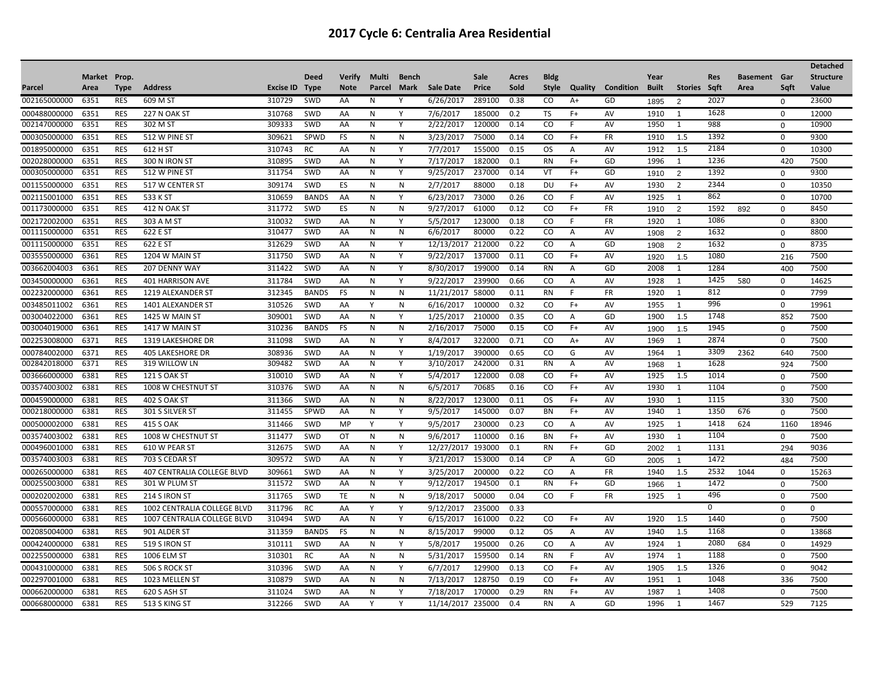# 2017 Cycle 6: Centralia Area Residential

| Parcel | Market Area | Prop. Type | Address | Excise ID | Deed Type | Verify Note | Multi Parcel | Bench Mark | Sale Date | Sale Price | Acres Sold | Bldg Style | Quality | Condition | Year Built | Stories | Res Sqft | Basement Area | Gar Sqft | Detached Structure Value |
|---|---|---|---|---|---|---|---|---|---|---|---|---|---|---|---|---|---|---|---|---|
| 002165000000 | 6351 | RES | 609 M ST | 310729 | SWD | AA | N | Y | 6/26/2017 | 289100 | 0.38 | CO | A+ | GD | 1895 | 2 | 2027 | | 0 | 23600 |
| 000488000000 | 6351 | RES | 227 N OAK ST | 310768 | SWD | AA | N | Y | 7/6/2017 | 185000 | 0.2 | TS | F+ | AV | 1910 | 1 | 1628 | | 0 | 12000 |
| 002147000000 | 6351 | RES | 302 M ST | 309333 | SWD | AA | N | Y | 2/22/2017 | 120000 | 0.14 | CO | F | AV | 1950 | 1 | 988 | | 0 | 10900 |
| 000305000000 | 6351 | RES | 512 W PINE ST | 309621 | SPWD | FS | N | N | 3/23/2017 | 75000 | 0.14 | CO | F+ | FR | 1910 | 1.5 | 1392 | | 0 | 9300 |
| 001895000000 | 6351 | RES | 612 H ST | 310743 | RC | AA | N | Y | 7/7/2017 | 155000 | 0.15 | OS | A | AV | 1912 | 1.5 | 2184 | | 0 | 10300 |
| 002028000000 | 6351 | RES | 300 N IRON ST | 310895 | SWD | AA | N | Y | 7/17/2017 | 182000 | 0.1 | RN | F+ | GD | 1996 | 1 | 1236 | | 420 | 7500 |
| 000305000000 | 6351 | RES | 512 W PINE ST | 311754 | SWD | AA | N | Y | 9/25/2017 | 237000 | 0.14 | VT | F+ | GD | 1910 | 2 | 1392 | | 0 | 9300 |
| 001155000000 | 6351 | RES | 517 W CENTER ST | 309174 | SWD | ES | N | N | 2/7/2017 | 88000 | 0.18 | DU | F+ | AV | 1930 | 2 | 2344 | | 0 | 10350 |
| 002115001000 | 6351 | RES | 533 K ST | 310659 | BANDS | AA | N | Y | 6/23/2017 | 73000 | 0.26 | CO | F | AV | 1925 | 1 | 862 | | 0 | 10700 |
| 001173000000 | 6351 | RES | 412 N OAK ST | 311772 | SWD | ES | N | N | 9/27/2017 | 61000 | 0.12 | CO | F+ | FR | 1910 | 2 | 1592 | 892 | 0 | 8450 |
| 002172002000 | 6351 | RES | 303 A M ST | 310032 | SWD | AA | N | Y | 5/5/2017 | 123000 | 0.18 | CO | F | FR | 1920 | 1 | 1086 | | 0 | 8300 |
| 001115000000 | 6351 | RES | 622 E ST | 310477 | SWD | AA | N | N | 6/6/2017 | 80000 | 0.22 | CO | A | AV | 1908 | 2 | 1632 | | 0 | 8800 |
| 001115000000 | 6351 | RES | 622 E ST | 312629 | SWD | AA | N | Y | 12/13/2017 | 212000 | 0.22 | CO | A | GD | 1908 | 2 | 1632 | | 0 | 8735 |
| 003555000000 | 6361 | RES | 1204 W MAIN ST | 311750 | SWD | AA | N | Y | 9/22/2017 | 137000 | 0.11 | CO | F+ | AV | 1920 | 1.5 | 1080 | | 216 | 7500 |
| 003662004003 | 6361 | RES | 207 DENNY WAY | 311422 | SWD | AA | N | Y | 8/30/2017 | 199000 | 0.14 | RN | A | GD | 2008 | 1 | 1284 | | 400 | 7500 |
| 003450000000 | 6361 | RES | 401 HARRISON AVE | 311784 | SWD | AA | N | Y | 9/22/2017 | 239900 | 0.66 | CO | A | AV | 1928 | 1 | 1425 | 580 | 0 | 14625 |
| 002232000000 | 6361 | RES | 1219 ALEXANDER ST | 312345 | BANDS | FS | N | N | 11/21/2017 | 58000 | 0.11 | RN | F | FR | 1920 | 1 | 812 | | 0 | 7799 |
| 003485011002 | 6361 | RES | 1401 ALEXANDER ST | 310526 | SWD | AA | Y | N | 6/16/2017 | 100000 | 0.32 | CO | F+ | AV | 1955 | 1 | 996 | | 0 | 19961 |
| 003004022000 | 6361 | RES | 1425 W MAIN ST | 309001 | SWD | AA | N | Y | 1/25/2017 | 210000 | 0.35 | CO | A | GD | 1900 | 1.5 | 1748 | | 852 | 7500 |
| 003004019000 | 6361 | RES | 1417 W MAIN ST | 310236 | BANDS | FS | N | N | 2/16/2017 | 75000 | 0.15 | CO | F+ | AV | 1900 | 1.5 | 1945 | | 0 | 7500 |
| 002253008000 | 6371 | RES | 1319 LAKESHORE DR | 311098 | SWD | AA | N | Y | 8/4/2017 | 322000 | 0.71 | CO | A+ | AV | 1969 | 1 | 2874 | | 0 | 7500 |
| 000784002000 | 6371 | RES | 405 LAKESHORE DR | 308936 | SWD | AA | N | Y | 1/19/2017 | 390000 | 0.65 | CO | G | AV | 1964 | 1 | 3309 | 2362 | 640 | 7500 |
| 002842018000 | 6371 | RES | 319 WILLOW LN | 309482 | SWD | AA | N | Y | 3/10/2017 | 242000 | 0.31 | RN | A | AV | 1968 | 1 | 1628 | | 924 | 7500 |
| 003666000000 | 6381 | RES | 121 S OAK ST | 310010 | SWD | AA | N | Y | 5/4/2017 | 122000 | 0.08 | CO | F+ | AV | 1925 | 1.5 | 1014 | | 0 | 7500 |
| 003574003002 | 6381 | RES | 1008 W CHESTNUT ST | 310376 | SWD | AA | N | N | 6/5/2017 | 70685 | 0.16 | CO | F+ | AV | 1930 | 1 | 1104 | | 0 | 7500 |
| 000459000000 | 6381 | RES | 402 S OAK ST | 311366 | SWD | AA | N | N | 8/22/2017 | 123000 | 0.11 | OS | F+ | AV | 1930 | 1 | 1115 | | 330 | 7500 |
| 000218000000 | 6381 | RES | 301 S SILVER ST | 311455 | SPWD | AA | N | Y | 9/5/2017 | 145000 | 0.07 | BN | F+ | AV | 1940 | 1 | 1350 | 676 | 0 | 7500 |
| 000500002000 | 6381 | RES | 415 S OAK | 311466 | SWD | MP | Y | Y | 9/5/2017 | 230000 | 0.23 | CO | A | AV | 1925 | 1 | 1418 | 624 | 1160 | 18946 |
| 003574003002 | 6381 | RES | 1008 W CHESTNUT ST | 311477 | SWD | OT | N | N | 9/6/2017 | 110000 | 0.16 | BN | F+ | AV | 1930 | 1 | 1104 | | 0 | 7500 |
| 000496001000 | 6381 | RES | 610 W PEAR ST | 312675 | SWD | AA | N | Y | 12/27/2017 | 193000 | 0.1 | RN | F+ | GD | 2002 | 1 | 1131 | | 294 | 9036 |
| 003574003003 | 6381 | RES | 703 S CEDAR ST | 309572 | SWD | AA | N | Y | 3/21/2017 | 153000 | 0.14 | CP | A | GD | 2005 | 1 | 1472 | | 484 | 7500 |
| 000265000000 | 6381 | RES | 407 CENTRALIA COLLEGE BLVD | 309661 | SWD | AA | N | Y | 3/25/2017 | 200000 | 0.22 | CO | A | FR | 1940 | 1.5 | 2532 | 1044 | 0 | 15263 |
| 000255003000 | 6381 | RES | 301 W PLUM ST | 311572 | SWD | AA | N | Y | 9/12/2017 | 194500 | 0.1 | RN | F+ | GD | 1966 | 1 | 1472 | | 0 | 7500 |
| 000202002000 | 6381 | RES | 214 S IRON ST | 311765 | SWD | TE | N | N | 9/18/2017 | 50000 | 0.04 | CO | F | FR | 1925 | 1 | 496 | | 0 | 7500 |
| 000557000000 | 6381 | RES | 1002 CENTRALIA COLLEGE BLVD | 311796 | RC | AA | Y | Y | 9/12/2017 | 235000 | 0.33 | | | | | | 0 | | 0 | 0 |
| 000566000000 | 6381 | RES | 1007 CENTRALIA COLLEGE BLVD | 310494 | SWD | AA | N | Y | 6/15/2017 | 161000 | 0.22 | CO | F+ | AV | 1920 | 1.5 | 1440 | | 0 | 7500 |
| 002085004000 | 6381 | RES | 901 ALDER ST | 311359 | BANDS | FS | N | N | 8/15/2017 | 99000 | 0.12 | OS | A | AV | 1940 | 1.5 | 1168 | | 0 | 13868 |
| 000424000000 | 6381 | RES | 519 S IRON ST | 310111 | SWD | AA | N | Y | 5/8/2017 | 195000 | 0.26 | CO | A | AV | 1924 | 1 | 2080 | 684 | 0 | 14929 |
| 002255000000 | 6381 | RES | 1006 ELM ST | 310301 | RC | AA | N | N | 5/31/2017 | 159500 | 0.14 | RN | F | AV | 1974 | 1 | 1188 | | 0 | 7500 |
| 000431000000 | 6381 | RES | 506 S ROCK ST | 310396 | SWD | AA | N | Y | 6/7/2017 | 129900 | 0.13 | CO | F+ | AV | 1905 | 1.5 | 1326 | | 0 | 9042 |
| 002297001000 | 6381 | RES | 1023 MELLEN ST | 310879 | SWD | AA | N | N | 7/13/2017 | 128750 | 0.19 | CO | F+ | AV | 1951 | 1 | 1048 | | 336 | 7500 |
| 000662000000 | 6381 | RES | 620 S ASH ST | 311024 | SWD | AA | N | Y | 7/18/2017 | 170000 | 0.29 | RN | F+ | AV | 1987 | 1 | 1408 | | 0 | 7500 |
| 000668000000 | 6381 | RES | 513 S KING ST | 312266 | SWD | AA | Y | Y | 11/14/2017 | 235000 | 0.4 | RN | A | GD | 1996 | 1 | 1467 | | 529 | 7125 |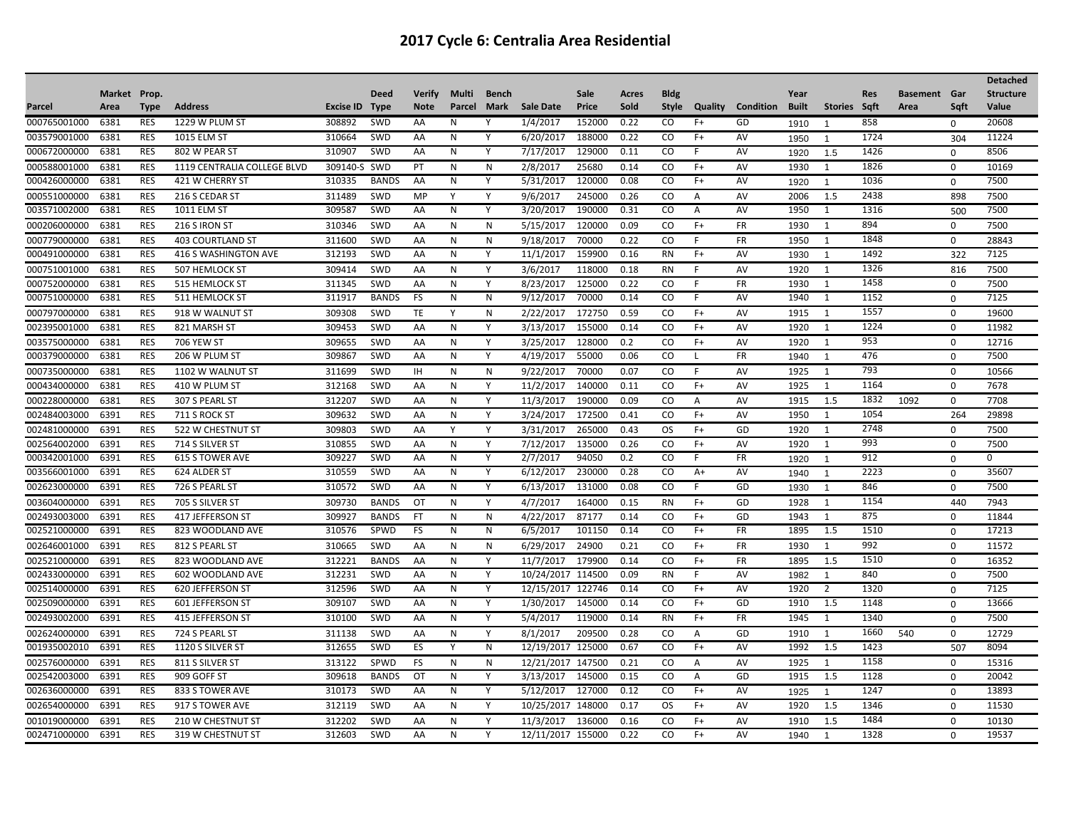# 2017 Cycle 6: Centralia Area Residential

| Parcel | Market Area | Prop. Type | Address | Excise ID | Deed Type | Verify Note | Multi Parcel | Bench Mark | Sale Date | Sale Price | Acres Sold | Bldg Style | Quality | Condition | Year Built | Stories | Res Sqft | Basement Area | Gar Sqft | Detached Structure Value |
|---|---|---|---|---|---|---|---|---|---|---|---|---|---|---|---|---|---|---|---|---|
| 000765001000 | 6381 | RES | 1229 W PLUM ST | 308892 | SWD | AA | N | Y | 1/4/2017 | 152000 | 0.22 | CO | F+ | GD | 1910 | 1 | 858 | | 0 | 20608 |
| 003579001000 | 6381 | RES | 1015 ELM ST | 310664 | SWD | AA | N | Y | 6/20/2017 | 188000 | 0.22 | CO | F+ | AV | 1950 | 1 | 1724 | | 304 | 11224 |
| 000672000000 | 6381 | RES | 802 W PEAR ST | 310907 | SWD | AA | N | Y | 7/17/2017 | 129000 | 0.11 | CO | F | AV | 1920 | 1.5 | 1426 | | 0 | 8506 |
| 000588001000 | 6381 | RES | 1119 CENTRALIA COLLEGE BLVD | 309140-S | SWD | PT | N | N | 2/8/2017 | 25680 | 0.14 | CO | F+ | AV | 1930 | 1 | 1826 | | 0 | 10169 |
| 000426000000 | 6381 | RES | 421 W CHERRY ST | 310335 | BANDS | AA | N | Y | 5/31/2017 | 120000 | 0.08 | CO | F+ | AV | 1920 | 1 | 1036 | | 0 | 7500 |
| 000551000000 | 6381 | RES | 216 S CEDAR ST | 311489 | SWD | MP | Y | Y | 9/6/2017 | 245000 | 0.26 | CO | A | AV | 2006 | 1.5 | 2438 | | 898 | 7500 |
| 003571002000 | 6381 | RES | 1011 ELM ST | 309587 | SWD | AA | N | Y | 3/20/2017 | 190000 | 0.31 | CO | A | AV | 1950 | 1 | 1316 | | 500 | 7500 |
| 000206000000 | 6381 | RES | 216 S IRON ST | 310346 | SWD | AA | N | N | 5/15/2017 | 120000 | 0.09 | CO | F+ | FR | 1930 | 1 | 894 | | 0 | 7500 |
| 000779000000 | 6381 | RES | 403 COURTLAND ST | 311600 | SWD | AA | N | N | 9/18/2017 | 70000 | 0.22 | CO | F | FR | 1950 | 1 | 1848 | | 0 | 28843 |
| 000491000000 | 6381 | RES | 416 S WASHINGTON AVE | 312193 | SWD | AA | N | Y | 11/1/2017 | 159900 | 0.16 | RN | F+ | AV | 1930 | 1 | 1492 | | 322 | 7125 |
| 000751001000 | 6381 | RES | 507 HEMLOCK ST | 309414 | SWD | AA | N | Y | 3/6/2017 | 118000 | 0.18 | RN | F | AV | 1920 | 1 | 1326 | | 816 | 7500 |
| 000752000000 | 6381 | RES | 515 HEMLOCK ST | 311345 | SWD | AA | N | Y | 8/23/2017 | 125000 | 0.22 | CO | F | FR | 1930 | 1 | 1458 | | 0 | 7500 |
| 000751000000 | 6381 | RES | 511 HEMLOCK ST | 311917 | BANDS | FS | N | N | 9/12/2017 | 70000 | 0.14 | CO | F | AV | 1940 | 1 | 1152 | | 0 | 7125 |
| 000797000000 | 6381 | RES | 918 W WALNUT ST | 309308 | SWD | TE | Y | N | 2/22/2017 | 172750 | 0.59 | CO | F+ | AV | 1915 | 1 | 1557 | | 0 | 19600 |
| 002395001000 | 6381 | RES | 821 MARSH ST | 309453 | SWD | AA | N | Y | 3/13/2017 | 155000 | 0.14 | CO | F+ | AV | 1920 | 1 | 1224 | | 0 | 11982 |
| 003575000000 | 6381 | RES | 706 YEW ST | 309655 | SWD | AA | N | Y | 3/25/2017 | 128000 | 0.2 | CO | F+ | AV | 1920 | 1 | 953 | | 0 | 12716 |
| 000379000000 | 6381 | RES | 206 W PLUM ST | 309867 | SWD | AA | N | Y | 4/19/2017 | 55000 | 0.06 | CO | L | FR | 1940 | 1 | 476 | | 0 | 7500 |
| 000735000000 | 6381 | RES | 1102 W WALNUT ST | 311699 | SWD | IH | N | N | 9/22/2017 | 70000 | 0.07 | CO | F | AV | 1925 | 1 | 793 | | 0 | 10566 |
| 000434000000 | 6381 | RES | 410 W PLUM ST | 312168 | SWD | AA | N | Y | 11/2/2017 | 140000 | 0.11 | CO | F+ | AV | 1925 | 1 | 1164 | | 0 | 7678 |
| 000228000000 | 6381 | RES | 307 S PEARL ST | 312207 | SWD | AA | N | Y | 11/3/2017 | 190000 | 0.09 | CO | A | AV | 1915 | 1.5 | 1832 | 1092 | 0 | 7708 |
| 002484003000 | 6391 | RES | 711 S ROCK ST | 309632 | SWD | AA | N | Y | 3/24/2017 | 172500 | 0.41 | CO | F+ | AV | 1950 | 1 | 1054 | | 264 | 29898 |
| 002481000000 | 6391 | RES | 522 W CHESTNUT ST | 309803 | SWD | AA | Y | Y | 3/31/2017 | 265000 | 0.43 | OS | F+ | GD | 1920 | 1 | 2748 | | 0 | 7500 |
| 002564002000 | 6391 | RES | 714 S SILVER ST | 310855 | SWD | AA | N | Y | 7/12/2017 | 135000 | 0.26 | CO | F+ | AV | 1920 | 1 | 993 | | 0 | 7500 |
| 000342001000 | 6391 | RES | 615 S TOWER AVE | 309227 | SWD | AA | N | Y | 2/7/2017 | 94050 | 0.2 | CO | F | FR | 1920 | 1 | 912 | | 0 | 0 |
| 003566001000 | 6391 | RES | 624 ALDER ST | 310559 | SWD | AA | N | Y | 6/12/2017 | 230000 | 0.28 | CO | A+ | AV | 1940 | 1 | 2223 | | 0 | 35607 |
| 002623000000 | 6391 | RES | 726 S PEARL ST | 310572 | SWD | AA | N | Y | 6/13/2017 | 131000 | 0.08 | CO | F | GD | 1930 | 1 | 846 | | 0 | 7500 |
| 003604000000 | 6391 | RES | 705 S SILVER ST | 309730 | BANDS | OT | N | Y | 4/7/2017 | 164000 | 0.15 | RN | F+ | GD | 1928 | 1 | 1154 | | 440 | 7943 |
| 002493003000 | 6391 | RES | 417 JEFFERSON ST | 309927 | BANDS | FT | N | N | 4/22/2017 | 87177 | 0.14 | CO | F+ | GD | 1943 | 1 | 875 | | 0 | 11844 |
| 002521000000 | 6391 | RES | 823 WOODLAND AVE | 310576 | SPWD | FS | N | N | 6/5/2017 | 101150 | 0.14 | CO | F+ | FR | 1895 | 1.5 | 1510 | | 0 | 17213 |
| 002646001000 | 6391 | RES | 812 S PEARL ST | 310665 | SWD | AA | N | N | 6/29/2017 | 24900 | 0.21 | CO | F+ | FR | 1930 | 1 | 992 | | 0 | 11572 |
| 002521000000 | 6391 | RES | 823 WOODLAND AVE | 312221 | BANDS | AA | N | Y | 11/7/2017 | 179900 | 0.14 | CO | F+ | FR | 1895 | 1.5 | 1510 | | 0 | 16352 |
| 002433000000 | 6391 | RES | 602 WOODLAND AVE | 312231 | SWD | AA | N | Y | 10/24/2017 | 114500 | 0.09 | RN | F | AV | 1982 | 1 | 840 | | 0 | 7500 |
| 002514000000 | 6391 | RES | 620 JEFFERSON ST | 312596 | SWD | AA | N | Y | 12/15/2017 | 122746 | 0.14 | CO | F+ | AV | 1920 | 2 | 1320 | | 0 | 7125 |
| 002509000000 | 6391 | RES | 601 JEFFERSON ST | 309107 | SWD | AA | N | Y | 1/30/2017 | 145000 | 0.14 | CO | F+ | GD | 1910 | 1.5 | 1148 | | 0 | 13666 |
| 002493002000 | 6391 | RES | 415 JEFFERSON ST | 310100 | SWD | AA | N | Y | 5/4/2017 | 119000 | 0.14 | RN | F+ | FR | 1945 | 1 | 1340 | | 0 | 7500 |
| 002624000000 | 6391 | RES | 724 S PEARL ST | 311138 | SWD | AA | N | Y | 8/1/2017 | 209500 | 0.28 | CO | A | GD | 1910 | 1 | 1660 | 540 | 0 | 12729 |
| 001935002010 | 6391 | RES | 1120 S SILVER ST | 312655 | SWD | ES | Y | N | 12/19/2017 | 125000 | 0.67 | CO | F+ | AV | 1992 | 1.5 | 1423 | | 507 | 8094 |
| 002576000000 | 6391 | RES | 811 S SILVER ST | 313122 | SPWD | FS | N | N | 12/21/2017 | 147500 | 0.21 | CO | A | AV | 1925 | 1 | 1158 | | 0 | 15316 |
| 002542003000 | 6391 | RES | 909 GOFF ST | 309618 | BANDS | OT | N | Y | 3/13/2017 | 145000 | 0.15 | CO | A | GD | 1915 | 1.5 | 1128 | | 0 | 20042 |
| 002636000000 | 6391 | RES | 833 S TOWER AVE | 310173 | SWD | AA | N | Y | 5/12/2017 | 127000 | 0.12 | CO | F+ | AV | 1925 | 1 | 1247 | | 0 | 13893 |
| 002654000000 | 6391 | RES | 917 S TOWER AVE | 312119 | SWD | AA | N | Y | 10/25/2017 | 148000 | 0.17 | OS | F+ | AV | 1920 | 1.5 | 1346 | | 0 | 11530 |
| 001019000000 | 6391 | RES | 210 W CHESTNUT ST | 312202 | SWD | AA | N | Y | 11/3/2017 | 136000 | 0.16 | CO | F+ | AV | 1910 | 1.5 | 1484 | | 0 | 10130 |
| 002471000000 | 6391 | RES | 319 W CHESTNUT ST | 312603 | SWD | AA | N | Y | 12/11/2017 | 155000 | 0.22 | CO | F+ | AV | 1940 | 1 | 1328 | | 0 | 19537 |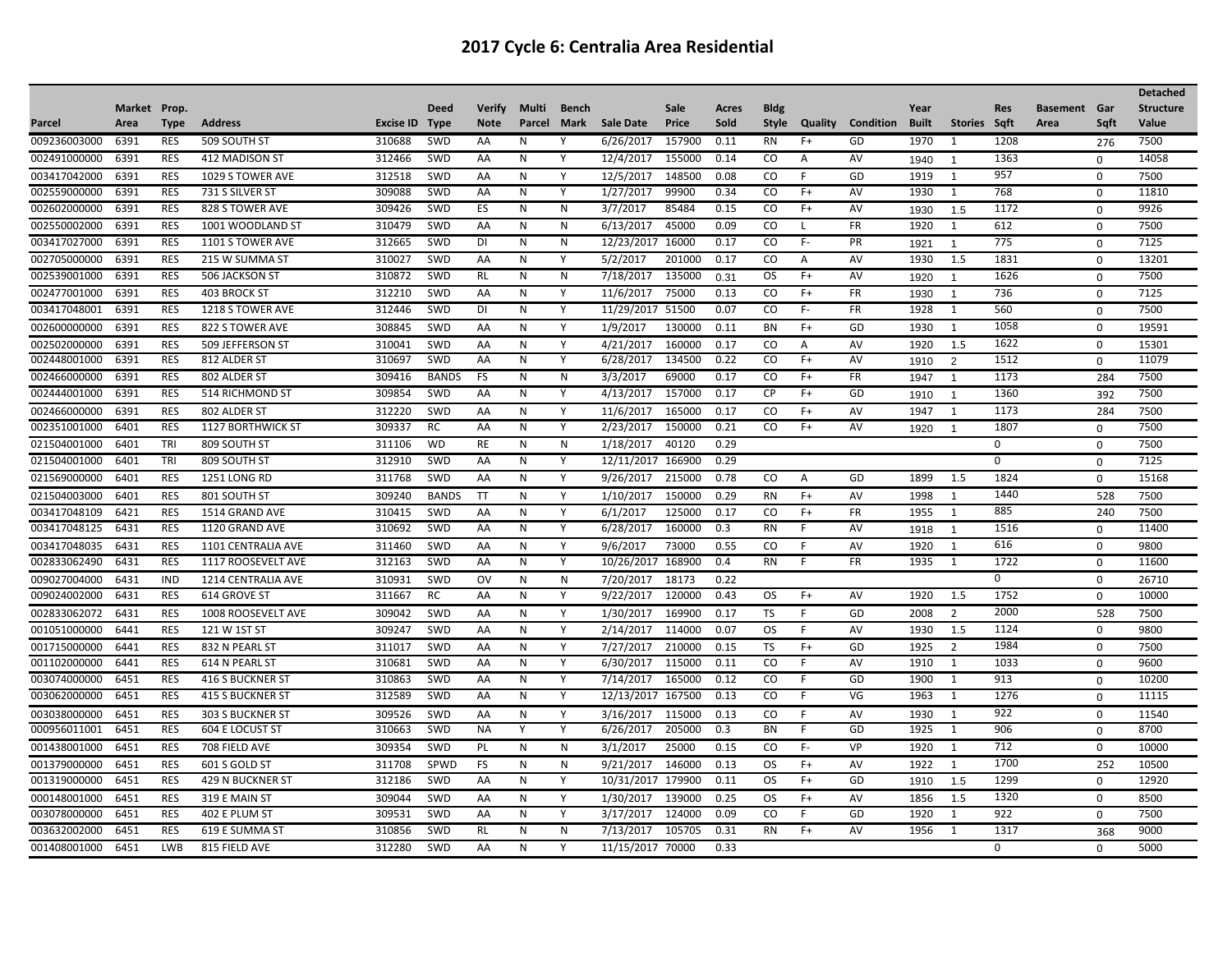# 2017 Cycle 6: Centralia Area Residential

| Parcel | Market Area | Prop. Type | Address | Excise ID | Deed Type | Verify Note | Multi Parcel | Bench Mark | Sale Date | Sale Price | Acres Sold | Bldg Style | Quality | Condition | Year Built | Stories | Res Sqft | Basement Area | Gar Sqft | Detached Structure Value |
|---|---|---|---|---|---|---|---|---|---|---|---|---|---|---|---|---|---|---|---|---|
| 009236003000 | 6391 | RES | 509 SOUTH ST | 310688 | SWD | AA | N | Y | 6/26/2017 | 157900 | 0.11 | RN | F+ | GD | 1970 | 1 | 1208 | | 276 | 7500 |
| 002491000000 | 6391 | RES | 412 MADISON ST | 312466 | SWD | AA | N | Y | 12/4/2017 | 155000 | 0.14 | CO | A | AV | 1940 | 1 | 1363 | | 0 | 14058 |
| 003417042000 | 6391 | RES | 1029 S TOWER AVE | 312518 | SWD | AA | N | Y | 12/5/2017 | 148500 | 0.08 | CO | F | GD | 1919 | 1 | 957 | | 0 | 7500 |
| 002559000000 | 6391 | RES | 731 S SILVER ST | 309088 | SWD | AA | N | Y | 1/27/2017 | 99900 | 0.34 | CO | F+ | AV | 1930 | 1 | 768 | | 0 | 11810 |
| 002602000000 | 6391 | RES | 828 S TOWER AVE | 309426 | SWD | ES | N | N | 3/7/2017 | 85484 | 0.15 | CO | F+ | AV | 1930 | 1.5 | 1172 | | 0 | 9926 |
| 002550002000 | 6391 | RES | 1001 WOODLAND ST | 310479 | SWD | AA | N | N | 6/13/2017 | 45000 | 0.09 | CO | L | FR | 1920 | 1 | 612 | | 0 | 7500 |
| 003417027000 | 6391 | RES | 1101 S TOWER AVE | 312665 | SWD | DI | N | N | 12/23/2017 | 16000 | 0.17 | CO | F- | PR | 1921 | 1 | 775 | | 0 | 7125 |
| 002705000000 | 6391 | RES | 215 W SUMMA ST | 310027 | SWD | AA | N | Y | 5/2/2017 | 201000 | 0.17 | CO | A | AV | 1930 | 1.5 | 1831 | | 0 | 13201 |
| 002539001000 | 6391 | RES | 506 JACKSON ST | 310872 | SWD | RL | N | N | 7/18/2017 | 135000 | 0.31 | OS | F+ | AV | 1920 | 1 | 1626 | | 0 | 7500 |
| 002477001000 | 6391 | RES | 403 BROCK ST | 312210 | SWD | AA | N | Y | 11/6/2017 | 75000 | 0.13 | CO | F+ | FR | 1930 | 1 | 736 | | 0 | 7125 |
| 003417048001 | 6391 | RES | 1218 S TOWER AVE | 312446 | SWD | DI | N | Y | 11/29/2017 | 51500 | 0.07 | CO | F- | FR | 1928 | 1 | 560 | | 0 | 7500 |
| 002600000000 | 6391 | RES | 822 S TOWER AVE | 308845 | SWD | AA | N | Y | 1/9/2017 | 130000 | 0.11 | BN | F+ | GD | 1930 | 1 | 1058 | | 0 | 19591 |
| 002502000000 | 6391 | RES | 509 JEFFERSON ST | 310041 | SWD | AA | N | Y | 4/21/2017 | 160000 | 0.17 | CO | A | AV | 1920 | 1.5 | 1622 | | 0 | 15301 |
| 002448001000 | 6391 | RES | 812 ALDER ST | 310697 | SWD | AA | N | Y | 6/28/2017 | 134500 | 0.22 | CO | F+ | AV | 1910 | 2 | 1512 | | 0 | 11079 |
| 002466000000 | 6391 | RES | 802 ALDER ST | 309416 | BANDS | FS | N | N | 3/3/2017 | 69000 | 0.17 | CO | F+ | FR | 1947 | 1 | 1173 | | 284 | 7500 |
| 002454001000 | 6391 | RES | 514 RICHMOND ST | 309854 | SWD | AA | N | Y | 4/13/2017 | 157000 | 0.17 | CP | F+ | GD | 1910 | 1 | 1360 | | 392 | 7500 |
| 002466000000 | 6391 | RES | 802 ALDER ST | 312220 | SWD | AA | N | Y | 11/6/2017 | 165000 | 0.17 | CO | F+ | AV | 1947 | 1 | 1173 | | 284 | 7500 |
| 002351001000 | 6401 | RES | 1127 BORTHWICK ST | 309337 | RC | AA | N | Y | 2/23/2017 | 150000 | 0.21 | CO | F+ | AV | 1920 | 1 | 1807 | | 0 | 7500 |
| 021504001000 | 6401 | TRI | 809 SOUTH ST | 311106 | WD | RE | N | N | 1/18/2017 | 40120 | 0.29 | | | | | | 0 | | 0 | 7500 |
| 021504001000 | 6401 | TRI | 809 SOUTH ST | 312910 | SWD | AA | N | Y | 12/11/2017 | 166900 | 0.29 | | | | | | 0 | | 0 | 7125 |
| 021569000000 | 6401 | RES | 1251 LONG RD | 311768 | SWD | AA | N | Y | 9/26/2017 | 215000 | 0.78 | CO | A | GD | 1899 | 1.5 | 1824 | | 0 | 15168 |
| 021504003000 | 6401 | RES | 801 SOUTH ST | 309240 | BANDS | TT | N | Y | 1/10/2017 | 150000 | 0.29 | RN | F+ | AV | 1998 | 1 | 1440 | | 528 | 7500 |
| 003417048109 | 6421 | RES | 1514 GRAND AVE | 310415 | SWD | AA | N | Y | 6/1/2017 | 125000 | 0.17 | CO | F+ | FR | 1955 | 1 | 885 | | 240 | 7500 |
| 003417048125 | 6431 | RES | 1120 GRAND AVE | 310692 | SWD | AA | N | Y | 6/28/2017 | 160000 | 0.3 | RN | F | AV | 1918 | 1 | 1516 | | 0 | 11400 |
| 003417048035 | 6431 | RES | 1101 CENTRALIA AVE | 311460 | SWD | AA | N | Y | 9/6/2017 | 73000 | 0.55 | CO | F | AV | 1920 | 1 | 616 | | 0 | 9800 |
| 002833062490 | 6431 | RES | 1117 ROOSEVELT AVE | 312163 | SWD | AA | N | Y | 10/26/2017 | 168900 | 0.4 | RN | F | FR | 1935 | 1 | 1722 | | 0 | 11600 |
| 009027004000 | 6431 | IND | 1214 CENTRALIA AVE | 310931 | SWD | OV | N | N | 7/20/2017 | 18173 | 0.22 | | | | | | 0 | | 0 | 26710 |
| 009024002000 | 6431 | RES | 614 GROVE ST | 311667 | RC | AA | N | Y | 9/22/2017 | 120000 | 0.43 | OS | F+ | AV | 1920 | 1.5 | 1752 | | 0 | 10000 |
| 002833062072 | 6431 | RES | 1008 ROOSEVELT AVE | 309042 | SWD | AA | N | Y | 1/30/2017 | 169900 | 0.17 | TS | F | GD | 2008 | 2 | 2000 | | 528 | 7500 |
| 001051000000 | 6441 | RES | 121 W 1ST ST | 309247 | SWD | AA | N | Y | 2/14/2017 | 114000 | 0.07 | OS | F | AV | 1930 | 1.5 | 1124 | | 0 | 9800 |
| 001715000000 | 6441 | RES | 832 N PEARL ST | 311017 | SWD | AA | N | Y | 7/27/2017 | 210000 | 0.15 | TS | F+ | GD | 1925 | 2 | 1984 | | 0 | 7500 |
| 001102000000 | 6441 | RES | 614 N PEARL ST | 310681 | SWD | AA | N | Y | 6/30/2017 | 115000 | 0.11 | CO | F | AV | 1910 | 1 | 1033 | | 0 | 9600 |
| 003074000000 | 6451 | RES | 416 S BUCKNER ST | 310863 | SWD | AA | N | Y | 7/14/2017 | 165000 | 0.12 | CO | F | GD | 1900 | 1 | 913 | | 0 | 10200 |
| 003062000000 | 6451 | RES | 415 S BUCKNER ST | 312589 | SWD | AA | N | Y | 12/13/2017 | 167500 | 0.13 | CO | F | VG | 1963 | 1 | 1276 | | 0 | 11115 |
| 003038000000 | 6451 | RES | 303 S BUCKNER ST | 309526 | SWD | AA | N | Y | 3/16/2017 | 115000 | 0.13 | CO | F | AV | 1930 | 1 | 922 | | 0 | 11540 |
| 000956011001 | 6451 | RES | 604 E LOCUST ST | 310663 | SWD | NA | Y | Y | 6/26/2017 | 205000 | 0.3 | BN | F | GD | 1925 | 1 | 906 | | 0 | 8700 |
| 001438001000 | 6451 | RES | 708 FIELD AVE | 309354 | SWD | PL | N | N | 3/1/2017 | 25000 | 0.15 | CO | F- | VP | 1920 | 1 | 712 | | 0 | 10000 |
| 001379000000 | 6451 | RES | 601 S GOLD ST | 311708 | SPWD | FS | N | N | 9/21/2017 | 146000 | 0.13 | OS | F+ | AV | 1922 | 1 | 1700 | | 252 | 10500 |
| 001319000000 | 6451 | RES | 429 N BUCKNER ST | 312186 | SWD | AA | N | Y | 10/31/2017 | 179900 | 0.11 | OS | F+ | GD | 1910 | 1.5 | 1299 | | 0 | 12920 |
| 000148001000 | 6451 | RES | 319 E MAIN ST | 309044 | SWD | AA | N | Y | 1/30/2017 | 139000 | 0.25 | OS | F+ | AV | 1856 | 1.5 | 1320 | | 0 | 8500 |
| 003078000000 | 6451 | RES | 402 E PLUM ST | 309531 | SWD | AA | N | Y | 3/17/2017 | 124000 | 0.09 | CO | F | GD | 1920 | 1 | 922 | | 0 | 7500 |
| 003632002000 | 6451 | RES | 619 E SUMMA ST | 310856 | SWD | RL | N | N | 7/13/2017 | 105705 | 0.31 | RN | F+ | AV | 1956 | 1 | 1317 | | 368 | 9000 |
| 001408001000 | 6451 | LWB | 815 FIELD AVE | 312280 | SWD | AA | N | Y | 11/15/2017 | 70000 | 0.33 | | | | | | 0 | | 0 | 5000 |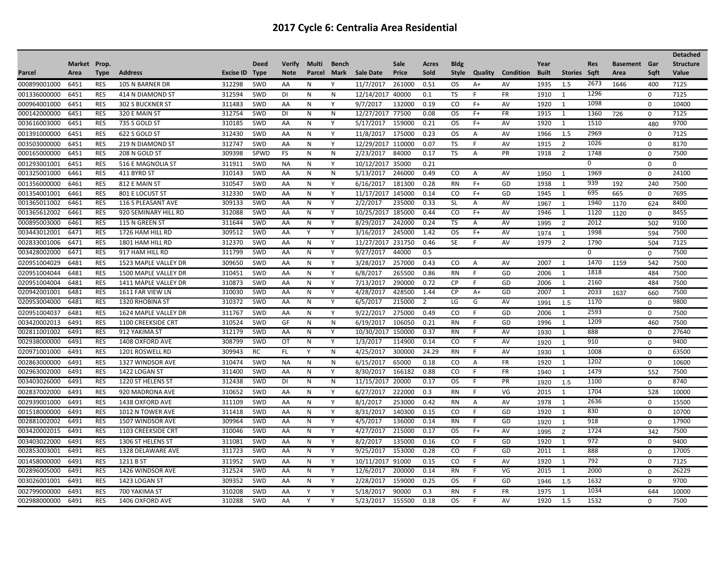# 2017 Cycle 6: Centralia Area Residential

| Parcel | Market Area | Prop. Type | Address | Excise ID | Deed Type | Verify Note | Multi Parcel | Bench Mark | Sale Date | Sale Price | Acres Sold | Bldg Style | Quality | Condition | Year Built | Stories | Res Sqft | Basement Area | Gar Sqft | Detached Structure Value |
|---|---|---|---|---|---|---|---|---|---|---|---|---|---|---|---|---|---|---|---|---|
| 000899001000 | 6451 | RES | 105 N BARNER DR | 312298 | SWD | AA | N | Y | 11/7/2017 | 261000 | 0.51 | OS | A+ | AV | 1935 | 1.5 | 2673 | 1646 | 400 | 7125 |
| 001336000000 | 6451 | RES | 414 N DIAMOND ST | 312594 | SWD | DI | N | N | 12/14/2017 | 40000 | 0.1 | TS | F | FR | 1910 | 1 | 1296 | | 0 | 7125 |
| 000964001000 | 6451 | RES | 302 S BUCKNER ST | 311483 | SWD | AA | N | Y | 9/7/2017 | 132000 | 0.19 | CO | F+ | AV | 1920 | 1 | 1098 | | 0 | 10400 |
| 000142000000 | 6451 | RES | 320 E MAIN ST | 312754 | SWD | DI | N | N | 12/27/2017 | 77500 | 0.08 | OS | F+ | FR | 1915 | 1 | 1360 | 726 | 0 | 7125 |
| 003616003000 | 6451 | RES | 735 S GOLD ST | 310185 | SWD | AA | N | Y | 5/17/2017 | 159000 | 0.21 | OS | F+ | AV | 1920 | 1 | 1510 | | 480 | 9700 |
| 001391000000 | 6451 | RES | 622 S GOLD ST | 312430 | SWD | AA | N | Y | 11/8/2017 | 175000 | 0.23 | OS | A | AV | 1966 | 1.5 | 2969 | | 0 | 7125 |
| 003503000000 | 6451 | RES | 219 N DIAMOND ST | 312747 | SWD | AA | N | Y | 12/29/2017 | 110000 | 0.07 | TS | F | AV | 1915 | 2 | 1026 | | 0 | 8170 |
| 000165000000 | 6451 | RES | 208 N GOLD ST | 309398 | SPWD | FS | N | N | 2/23/2017 | 84000 | 0.17 | TS | A | PR | 1918 | 2 | 1748 | | 0 | 7500 |
| 001293001001 | 6451 | RES | 516 E MAGNOLIA ST | 311911 | SWD | NA | N | Y | 10/12/2017 | 35000 | 0.21 | | | | | | 0 | | 0 | 0 |
| 001325001000 | 6461 | RES | 411 BYRD ST | 310143 | SWD | AA | N | N | 5/13/2017 | 246000 | 0.49 | CO | A | AV | 1950 | 1 | 1969 | | 0 | 24100 |
| 001356000000 | 6461 | RES | 812 E MAIN ST | 310547 | SWD | AA | N | Y | 6/16/2017 | 181300 | 0.28 | RN | F+ | GD | 1938 | 1 | 939 | 192 | 240 | 7500 |
| 001354001001 | 6461 | RES | 801 E LOCUST ST | 312330 | SWD | AA | N | Y | 11/17/2017 | 145000 | 0.14 | CO | F+ | GD | 1945 | 1 | 695 | 665 | 0 | 7695 |
| 001365011002 | 6461 | RES | 116 S PLEASANT AVE | 309133 | SWD | AA | N | Y | 2/2/2017 | 235000 | 0.33 | SL | A | AV | 1967 | 1 | 1940 | 1170 | 624 | 8400 |
| 001365612002 | 6461 | RES | 920 SEMINARY HILL RD | 312088 | SWD | AA | N | Y | 10/25/2017 | 185000 | 0.44 | CO | F+ | AV | 1946 | 1 | 1120 | 1120 | 0 | 8455 |
| 000895003000 | 6461 | RES | 115 N GREEN ST | 311644 | SWD | AA | N | Y | 8/29/2017 | 242000 | 0.24 | TS | A | AV | 1995 | 2 | 2012 | | 502 | 9100 |
| 003443012001 | 6471 | RES | 1726 HAM HILL RD | 309512 | SWD | AA | Y | Y | 3/16/2017 | 245000 | 1.42 | OS | F+ | AV | 1974 | 1 | 1998 | | 594 | 7500 |
| 002833001006 | 6471 | RES | 1801 HAM HILL RD | 312370 | SWD | AA | N | Y | 11/27/2017 | 231750 | 0.46 | SE | F | AV | 1979 | 2 | 1790 | | 504 | 7125 |
| 003428002000 | 6471 | RES | 917 HAM HILL RD | 311799 | SWD | AA | N | Y | 9/27/2017 | 44000 | 0.5 | | | | | | 0 | | 0 | 7500 |
| 020951004029 | 6481 | RES | 1523 MAPLE VALLEY DR | 309650 | SWD | AA | N | Y | 3/28/2017 | 257000 | 0.43 | CO | A | AV | 2007 | 1 | 1470 | 1159 | 542 | 7500 |
| 020951004044 | 6481 | RES | 1500 MAPLE VALLEY DR | 310451 | SWD | AA | N | Y | 6/8/2017 | 265500 | 0.86 | RN | F | GD | 2006 | 1 | 1818 | | 484 | 7500 |
| 020951004004 | 6481 | RES | 1411 MAPLE VALLEY DR | 310873 | SWD | AA | N | Y | 7/13/2017 | 290000 | 0.72 | CP | F | GD | 2006 | 1 | 2160 | | 484 | 7500 |
| 020942001001 | 6481 | RES | 1611 FAR VIEW LN | 310030 | SWD | AA | N | Y | 4/28/2017 | 428500 | 1.44 | CP | A+ | GD | 2007 | 1 | 2033 | 1637 | 660 | 7500 |
| 020953004000 | 6481 | RES | 1320 RHOBINA ST | 310372 | SWD | AA | N | Y | 6/5/2017 | 215000 | 2 | LG | G | AV | 1991 | 1.5 | 1170 | | 0 | 9800 |
| 020951004037 | 6481 | RES | 1624 MAPLE VALLEY DR | 311767 | SWD | AA | N | Y | 9/22/2017 | 275000 | 0.49 | CO | F | GD | 2006 | 1 | 2593 | | 0 | 7500 |
| 003420002013 | 6491 | RES | 1100 CREEKSIDE CRT | 310524 | SWD | GF | N | N | 6/19/2017 | 106050 | 0.21 | RN | F | GD | 1996 | 1 | 1209 | | 460 | 7500 |
| 002811001002 | 6491 | RES | 912 YAKIMA ST | 312179 | SWD | AA | N | Y | 10/30/2017 | 150000 | 0.37 | RN | F | AV | 1930 | 1 | 888 | | 0 | 27640 |
| 002938000000 | 6491 | RES | 1408 OXFORD AVE | 308799 | SWD | OT | N | Y | 1/3/2017 | 114900 | 0.14 | CO | F | AV | 1920 | 1 | 910 | | 0 | 9400 |
| 002971001000 | 6491 | RES | 1201 ROSWELL RD | 309943 | RC | FL | Y | N | 4/25/2017 | 300000 | 24.29 | RN | F | AV | 1930 | 1 | 1008 | | 0 | 63500 |
| 002863000000 | 6491 | RES | 1327 WINDSOR AVE | 310474 | SWD | NA | N | N | 6/15/2017 | 65000 | 0.18 | CO | A | FR | 1920 | 1 | 1202 | | 0 | 10600 |
| 002963002000 | 6491 | RES | 1422 LOGAN ST | 311400 | SWD | AA | N | Y | 8/30/2017 | 166182 | 0.88 | CO | F | FR | 1940 | 1 | 1479 | | 552 | 7500 |
| 003403026000 | 6491 | RES | 1220 ST HELENS ST | 312438 | SWD | DI | N | N | 11/15/2017 | 20000 | 0.17 | OS | F | PR | 1920 | 1.5 | 1100 | | 0 | 8740 |
| 002837002000 | 6491 | RES | 920 MADRONA AVE | 310652 | SWD | AA | N | Y | 6/27/2017 | 222000 | 0.3 | RN | F | VG | 2015 | 1 | 1704 | | 528 | 10000 |
| 002939001000 | 6491 | RES | 1438 OXFORD AVE | 311109 | SWD | AA | N | Y | 8/1/2017 | 253000 | 0.42 | RN | A | AV | 1978 | 1 | 2636 | | 0 | 15500 |
| 001518000000 | 6491 | RES | 1012 N TOWER AVE | 311418 | SWD | AA | N | Y | 8/31/2017 | 140300 | 0.15 | CO | F | GD | 1920 | 1 | 830 | | 0 | 10700 |
| 002881002002 | 6491 | RES | 1507 WINDSOR AVE | 309964 | SWD | AA | N | Y | 4/5/2017 | 136000 | 0.14 | RN | F | GD | 1920 | 1 | 918 | | 0 | 17900 |
| 003420002015 | 6491 | RES | 1103 CREEKSIDE CRT | 310046 | SWD | AA | N | Y | 4/27/2017 | 215000 | 0.17 | OS | F+ | AV | 1995 | 2 | 1724 | | 342 | 7500 |
| 003403022000 | 6491 | RES | 1306 ST HELENS ST | 311081 | SWD | AA | N | Y | 8/2/2017 | 135000 | 0.16 | CO | F | GD | 1920 | 1 | 972 | | 0 | 9400 |
| 002853003001 | 6491 | RES | 1328 DELAWARE AVE | 311723 | SWD | AA | N | Y | 9/25/2017 | 153000 | 0.28 | CO | F | GD | 2011 | 1 | 888 | | 0 | 17005 |
| 001458000000 | 6491 | RES | 1211 B ST | 311952 | SWD | AA | N | Y | 10/11/2017 | 91000 | 0.15 | CO | F | AV | 1920 | 1 | 792 | | 0 | 7125 |
| 002896005000 | 6491 | RES | 1426 WINDSOR AVE | 312524 | SWD | AA | N | Y | 12/6/2017 | 200000 | 0.14 | RN | F | VG | 2015 | 1 | 2000 | | 0 | 26229 |
| 003026001001 | 6491 | RES | 1423 LOGAN ST | 309352 | SWD | AA | N | Y | 2/28/2017 | 159000 | 0.25 | OS | F | GD | 1946 | 1.5 | 1632 | | 0 | 9700 |
| 002799000000 | 6491 | RES | 700 YAKIMA ST | 310208 | SWD | AA | Y | Y | 5/18/2017 | 90000 | 0.3 | RN | F | FR | 1975 | 1 | 1034 | | 644 | 10000 |
| 002988000000 | 6491 | RES | 1406 OXFORD AVE | 310288 | SWD | AA | Y | Y | 5/23/2017 | 155500 | 0.18 | OS | F | AV | 1920 | 1.5 | 1532 | | 0 | 7500 |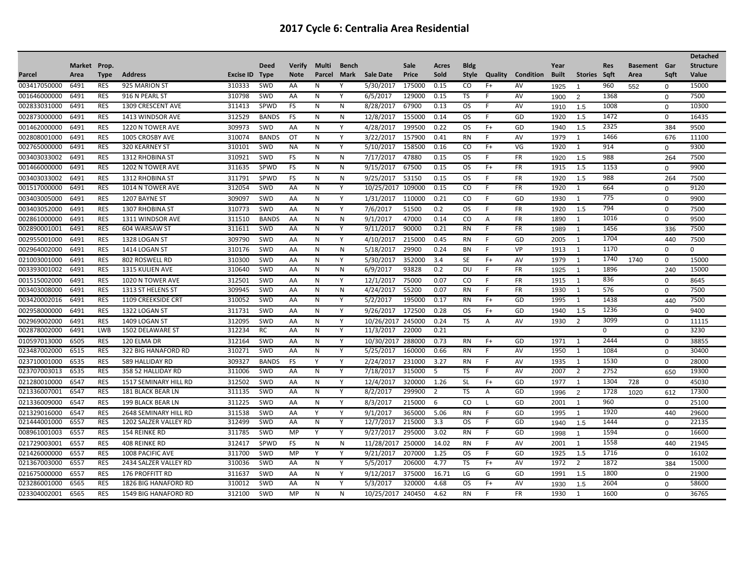# 2017 Cycle 6: Centralia Area Residential

| Parcel | Market Area | Prop. Type | Address | Excise ID | Deed Type | Verify Note | Multi Parcel | Bench Mark | Sale Date | Sale Price | Acres Sold | Bldg Style | Quality | Condition | Year Built | Stories | Res Sqft | Basement Area | Gar Sqft | Detached Structure Value |
|---|---|---|---|---|---|---|---|---|---|---|---|---|---|---|---|---|---|---|---|---|
| 003417050000 | 6491 | RES | 925 MARION ST | 310333 | SWD | AA | N | Y | 5/30/2017 | 175000 | 0.15 | CO | F+ | AV | 1925 | 1 | 960 | 552 | 0 | 15000 |
| 001646000000 | 6491 | RES | 916 N PEARL ST | 310798 | SWD | AA | N | Y | 6/5/2017 | 129000 | 0.15 | TS | F | AV | 1900 | 2 | 1368 | | 0 | 7500 |
| 002833031000 | 6491 | RES | 1309 CRESCENT AVE | 311413 | SPWD | FS | N | N | 8/28/2017 | 67900 | 0.13 | OS | F | AV | 1910 | 1.5 | 1008 | | 0 | 10300 |
| 002873000000 | 6491 | RES | 1413 WINDSOR AVE | 312529 | BANDS | FS | N | N | 12/8/2017 | 155000 | 0.14 | OS | F | GD | 1920 | 1.5 | 1472 | | 0 | 16435 |
| 001462000000 | 6491 | RES | 1220 N TOWER AVE | 309973 | SWD | AA | N | Y | 4/28/2017 | 199500 | 0.22 | OS | F+ | GD | 1940 | 1.5 | 2325 | | 384 | 9500 |
| 002808001000 | 6491 | RES | 1005 CROSBY AVE | 310074 | BANDS | OT | N | Y | 3/22/2017 | 157900 | 0.41 | RN | F | AV | 1979 | 1 | 1466 | | 676 | 11100 |
| 002765000000 | 6491 | RES | 320 KEARNEY ST | 310101 | SWD | NA | N | Y | 5/10/2017 | 158500 | 0.16 | CO | F+ | VG | 1920 | 1 | 914 | | 0 | 9300 |
| 003403033002 | 6491 | RES | 1312 RHOBINA ST | 310921 | SWD | FS | N | N | 7/17/2017 | 47880 | 0.15 | OS | F | FR | 1920 | 1.5 | 988 | | 264 | 7500 |
| 001466000000 | 6491 | RES | 1202 N TOWER AVE | 311635 | SPWD | FS | N | N | 9/15/2017 | 67500 | 0.15 | OS | F+ | FR | 1915 | 1.5 | 1153 | | 0 | 9900 |
| 003403033002 | 6491 | RES | 1312 RHOBINA ST | 311791 | SPWD | FS | N | N | 9/25/2017 | 53150 | 0.15 | OS | F | FR | 1920 | 1.5 | 988 | | 264 | 7500 |
| 001517000000 | 6491 | RES | 1014 N TOWER AVE | 312054 | SWD | AA | N | Y | 10/25/2017 | 109000 | 0.15 | CO | F | FR | 1920 | 1 | 664 | | 0 | 9120 |
| 003403005000 | 6491 | RES | 1207 BAYNE ST | 309097 | SWD | AA | N | Y | 1/31/2017 | 110000 | 0.21 | CO | F | GD | 1930 | 1 | 775 | | 0 | 9900 |
| 003403052000 | 6491 | RES | 1307 RHOBINA ST | 310773 | SWD | AA | N | Y | 7/6/2017 | 51500 | 0.2 | OS | F | FR | 1920 | 1.5 | 794 | | 0 | 7500 |
| 002861000000 | 6491 | RES | 1311 WINDSOR AVE | 311510 | BANDS | AA | N | N | 9/1/2017 | 47000 | 0.14 | CO | A | FR | 1890 | 1 | 1016 | | 0 | 9500 |
| 002890001001 | 6491 | RES | 604 WARSAW ST | 311611 | SWD | AA | N | Y | 9/11/2017 | 90000 | 0.21 | RN | F | FR | 1989 | 1 | 1456 | | 336 | 7500 |
| 002955001000 | 6491 | RES | 1328 LOGAN ST | 309790 | SWD | AA | N | Y | 4/10/2017 | 215000 | 0.45 | RN | F | GD | 2005 | 1 | 1704 | | 440 | 7500 |
| 002964002000 | 6491 | RES | 1414 LOGAN ST | 310176 | SWD | AA | N | N | 5/18/2017 | 29900 | 0.24 | BN | F | VP | 1913 | 1 | 1170 | | 0 | 0 |
| 021003001000 | 6491 | RES | 802 ROSWELL RD | 310300 | SWD | AA | N | Y | 5/30/2017 | 352000 | 3.4 | SE | F+ | AV | 1979 | 1 | 1740 | 1740 | 0 | 15000 |
| 003393001002 | 6491 | RES | 1315 KULIEN AVE | 310640 | SWD | AA | N | N | 6/9/2017 | 93828 | 0.2 | DU | F | FR | 1925 | 1 | 1896 | | 240 | 15000 |
| 001515002000 | 6491 | RES | 1020 N TOWER AVE | 312501 | SWD | AA | N | Y | 12/1/2017 | 75000 | 0.07 | CO | F | FR | 1915 | 1 | 836 | | 0 | 8645 |
| 003403008000 | 6491 | RES | 1313 ST HELENS ST | 309945 | SWD | AA | N | N | 4/24/2017 | 55200 | 0.07 | RN | F | FR | 1930 | 1 | 576 | | 0 | 7500 |
| 003420002016 | 6491 | RES | 1109 CREEKSIDE CRT | 310052 | SWD | AA | N | Y | 5/2/2017 | 195000 | 0.17 | RN | F+ | GD | 1995 | 1 | 1438 | | 440 | 7500 |
| 002958000000 | 6491 | RES | 1322 LOGAN ST | 311731 | SWD | AA | N | Y | 9/26/2017 | 172500 | 0.28 | OS | F+ | GD | 1940 | 1.5 | 1236 | | 0 | 9400 |
| 002969002000 | 6491 | RES | 1409 LOGAN ST | 312095 | SWD | AA | N | Y | 10/26/2017 | 245000 | 0.24 | TS | A | AV | 1930 | 2 | 3099 | | 0 | 11115 |
| 002878002000 | 6491 | LWB | 1502 DELAWARE ST | 312234 | RC | AA | N | Y | 11/3/2017 | 22000 | 0.21 | | | | | | 0 | | 0 | 3230 |
| 010597013000 | 6505 | RES | 120 ELMA DR | 312164 | SWD | AA | N | Y | 10/30/2017 | 288000 | 0.73 | RN | F+ | GD | 1971 | 1 | 2444 | | 0 | 38855 |
| 023487002000 | 6515 | RES | 322 BIG HANAFORD RD | 310271 | SWD | AA | N | Y | 5/25/2017 | 160000 | 0.66 | RN | F | AV | 1950 | 1 | 1084 | | 0 | 30400 |
| 023710001000 | 6535 | RES | 589 HALLIDAY RD | 309327 | BANDS | FS | Y | Y | 2/24/2017 | 231000 | 3.27 | RN | F | AV | 1935 | 1 | 1530 | | 0 | 28000 |
| 023707003013 | 6535 | RES | 358 52 HALLIDAY RD | 311006 | SWD | AA | N | Y | 7/18/2017 | 315000 | 5 | TS | F | AV | 2007 | 2 | 2752 | | 650 | 19300 |
| 021280010000 | 6547 | RES | 1517 SEMINARY HILL RD | 312502 | SWD | AA | N | Y | 12/4/2017 | 320000 | 1.26 | SL | F+ | GD | 1977 | 1 | 1304 | 728 | 0 | 45030 |
| 021336007001 | 6547 | RES | 181 BLACK BEAR LN | 311135 | SWD | AA | N | Y | 8/2/2017 | 299900 | 2 | TS | A | GD | 1996 | 2 | 1728 | 1020 | 612 | 17300 |
| 021336009000 | 6547 | RES | 199 BLACK BEAR LN | 311225 | SWD | AA | N | Y | 8/3/2017 | 215000 | 6 | CO | L | GD | 2001 | 1 | 960 | | 0 | 25100 |
| 021329016000 | 6547 | RES | 2648 SEMINARY HILL RD | 311538 | SWD | AA | Y | Y | 9/1/2017 | 365000 | 5.06 | RN | F | GD | 1995 | 1 | 1920 | | 440 | 29600 |
| 021444001000 | 6557 | RES | 1202 SALZER VALLEY RD | 312499 | SWD | AA | N | Y | 12/7/2017 | 215000 | 3.3 | OS | F | GD | 1940 | 1.5 | 1444 | | 0 | 22135 |
| 008961001003 | 6557 | RES | 154 REINKE RD | 311785 | SWD | MP | Y | Y | 9/27/2017 | 295000 | 3.02 | RN | F | GD | 1998 | 1 | 1594 | | 0 | 16600 |
| 021729003001 | 6557 | RES | 408 REINKE RD | 312417 | SPWD | FS | N | N | 11/28/2017 | 250000 | 14.02 | RN | F | AV | 2001 | 1 | 1558 | | 440 | 21945 |
| 021426000000 | 6557 | RES | 1008 PACIFIC AVE | 311700 | SWD | MP | Y | Y | 9/21/2017 | 207000 | 1.25 | OS | F | GD | 1925 | 1.5 | 1716 | | 0 | 16102 |
| 021367003000 | 6557 | RES | 2434 SALZER VALLEY RD | 310036 | SWD | AA | N | Y | 5/5/2017 | 206000 | 4.77 | TS | F+ | AV | 1972 | 2 | 1872 | | 384 | 15000 |
| 021675000000 | 6557 | RES | 176 PROFFITT RD | 311637 | SWD | AA | N | Y | 9/12/2017 | 375000 | 16.71 | LG | G | GD | 1991 | 1.5 | 1800 | | 0 | 21900 |
| 023286001000 | 6565 | RES | 1826 BIG HANAFORD RD | 310012 | SWD | AA | N | Y | 5/3/2017 | 320000 | 4.68 | OS | F+ | AV | 1930 | 1.5 | 2604 | | 0 | 58600 |
| 023304002001 | 6565 | RES | 1549 BIG HANAFORD RD | 312100 | SWD | MP | N | N | 10/25/2017 | 240450 | 4.62 | RN | F | FR | 1930 | 1 | 1600 | | 0 | 36765 |